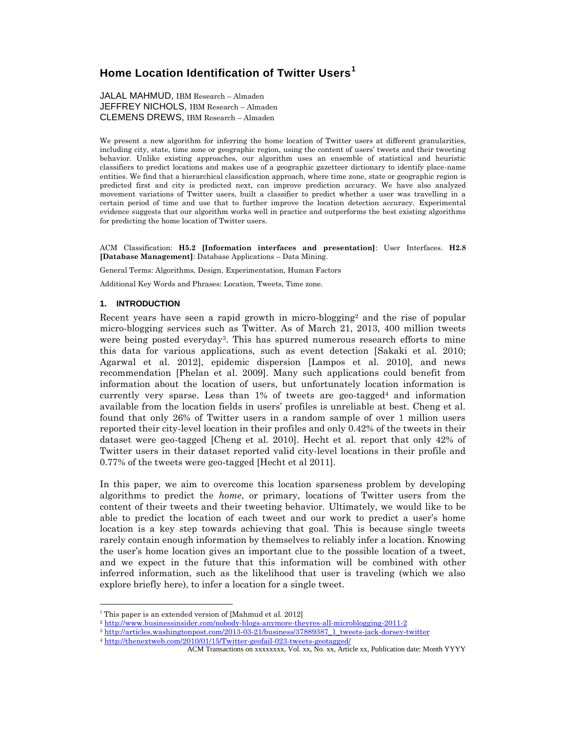# Home Location Identification of Twitter Users[1]

JALAL MAHMUD, IBM Research – Almaden
JEFFREY NICHOLS, IBM Research – Almaden
CLEMENS DREWS, IBM Research – Almaden

We present a new algorithm for inferring the home location of Twitter users at different granularities, including city, state, time zone or geographic region, using the content of users' tweets and their tweeting behavior. Unlike existing approaches, our algorithm uses an ensemble of statistical and heuristic classifiers to predict locations and makes use of a geographic gazetteer dictionary to identify place-name entities. We find that a hierarchical classification approach, where time zone, state or geographic region is predicted first and city is predicted next, can improve prediction accuracy. We have also analyzed movement variations of Twitter users, built a classifier to predict whether a user was travelling in a certain period of time and use that to further improve the location detection accuracy. Experimental evidence suggests that our algorithm works well in practice and outperforms the best existing algorithms for predicting the home location of Twitter users.

ACM Classification: **H5.2 [Information interfaces and presentation]**: User Interfaces. **H2.8 [Database Management]**: Database Applications – Data Mining.

General Terms: Algorithms, Design, Experimentation, Human Factors

Additional Key Words and Phrases: Location, Tweets, Time zone.

## 1. INTRODUCTION

Recent years have seen a rapid growth in micro-blogging[2] and the rise of popular micro-blogging services such as Twitter. As of March 21, 2013, 400 million tweets were being posted everyday[3]. This has spurred numerous research efforts to mine this data for various applications, such as event detection [Sakaki et al. 2010; Agarwal et al. 2012], epidemic dispersion [Lampos et al. 2010], and news recommendation [Phelan et al. 2009]. Many such applications could benefit from information about the location of users, but unfortunately location information is currently very sparse. Less than 1% of tweets are geo-tagged[4] and information available from the location fields in users' profiles is unreliable at best. Cheng et al. found that only 26% of Twitter users in a random sample of over 1 million users reported their city-level location in their profiles and only 0.42% of the tweets in their dataset were geo-tagged [Cheng et al. 2010]. Hecht et al. report that only 42% of Twitter users in their dataset reported valid city-level locations in their profile and 0.77% of the tweets were geo-tagged [Hecht et al 2011].

In this paper, we aim to overcome this location sparseness problem by developing algorithms to predict the *home*, or primary, locations of Twitter users from the content of their tweets and their tweeting behavior. Ultimately, we would like to be able to predict the location of each tweet and our work to predict a user's home location is a key step towards achieving that goal. This is because single tweets rarely contain enough information by themselves to reliably infer a location. Knowing the user's home location gives an important clue to the possible location of a tweet, and we expect in the future that this information will be combined with other inferred information, such as the likelihood that user is traveling (which we also explore briefly here), to infer a location for a single tweet.

---

[1] This paper is an extended version of [Mahmud et al. 2012]

[2] http://www.businessinsider.com/nobody-blogs-anymore-theyres-all-microblogging-2011-2

[3] http://articles.washingtonpost.com/2013-03-21/business/37889387_1_tweets-jack-dorsey-twitter

[4] http://thenextweb.com/2010/01/15/Twitter-geofail-023-tweets-geotagged/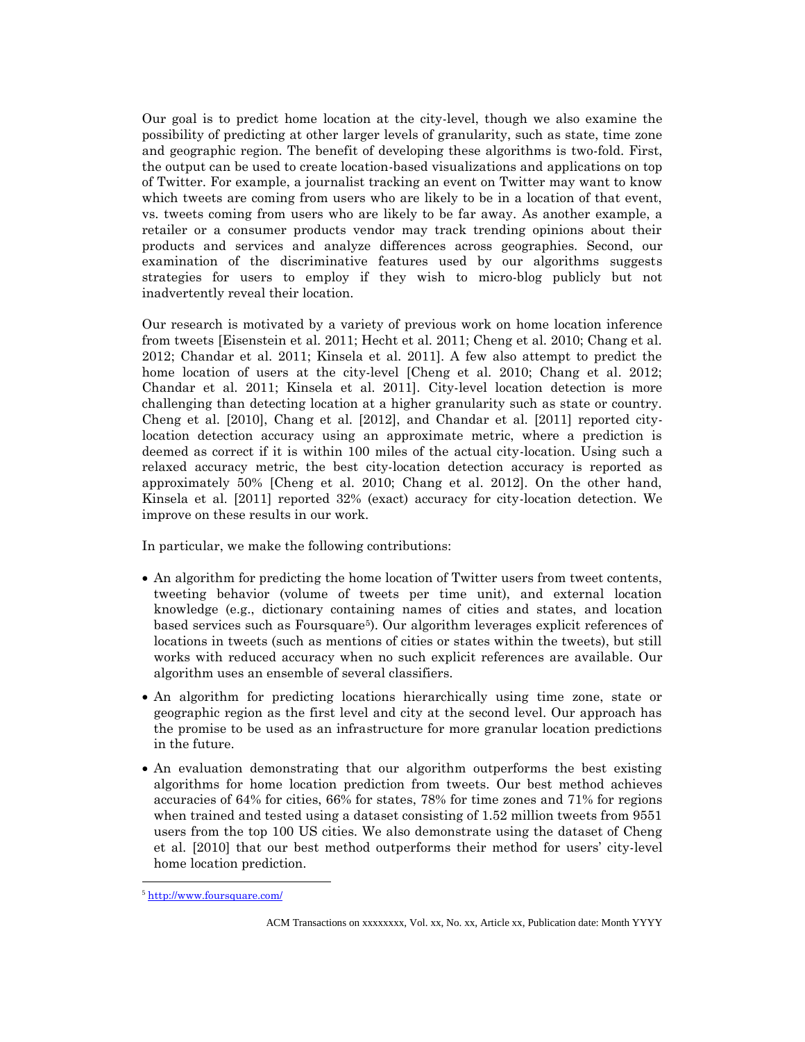Our goal is to predict home location at the city-level, though we also examine the possibility of predicting at other larger levels of granularity, such as state, time zone and geographic region. The benefit of developing these algorithms is two-fold. First, the output can be used to create location-based visualizations and applications on top of Twitter. For example, a journalist tracking an event on Twitter may want to know which tweets are coming from users who are likely to be in a location of that event, vs. tweets coming from users who are likely to be far away. As another example, a retailer or a consumer products vendor may track trending opinions about their products and services and analyze differences across geographies. Second, our examination of the discriminative features used by our algorithms suggests strategies for users to employ if they wish to micro-blog publicly but not inadvertently reveal their location.

Our research is motivated by a variety of previous work on home location inference from tweets [Eisenstein et al. 2011; Hecht et al. 2011; Cheng et al. 2010; Chang et al. 2012; Chandar et al. 2011; Kinsela et al. 2011]. A few also attempt to predict the home location of users at the city-level [Cheng et al. 2010; Chang et al. 2012; Chandar et al. 2011; Kinsela et al. 2011]. City-level location detection is more challenging than detecting location at a higher granularity such as state or country. Cheng et al. [2010], Chang et al. [2012], and Chandar et al. [2011] reported city-location detection accuracy using an approximate metric, where a prediction is deemed as correct if it is within 100 miles of the actual city-location. Using such a relaxed accuracy metric, the best city-location detection accuracy is reported as approximately 50% [Cheng et al. 2010; Chang et al. 2012]. On the other hand, Kinsela et al. [2011] reported 32% (exact) accuracy for city-location detection. We improve on these results in our work.

In particular, we make the following contributions:

- An algorithm for predicting the home location of Twitter users from tweet contents, tweeting behavior (volume of tweets per time unit), and external location knowledge (e.g., dictionary containing names of cities and states, and location based services such as Foursquare[5]). Our algorithm leverages explicit references of locations in tweets (such as mentions of cities or states within the tweets), but still works with reduced accuracy when no such explicit references are available. Our algorithm uses an ensemble of several classifiers.
- An algorithm for predicting locations hierarchically using time zone, state or geographic region as the first level and city at the second level. Our approach has the promise to be used as an infrastructure for more granular location predictions in the future.
- An evaluation demonstrating that our algorithm outperforms the best existing algorithms for home location prediction from tweets. Our best method achieves accuracies of 64% for cities, 66% for states, 78% for time zones and 71% for regions when trained and tested using a dataset consisting of 1.52 million tweets from 9551 users from the top 100 US cities. We also demonstrate using the dataset of Cheng et al. [2010] that our best method outperforms their method for users' city-level home location prediction.

[5] http://www.foursquare.com/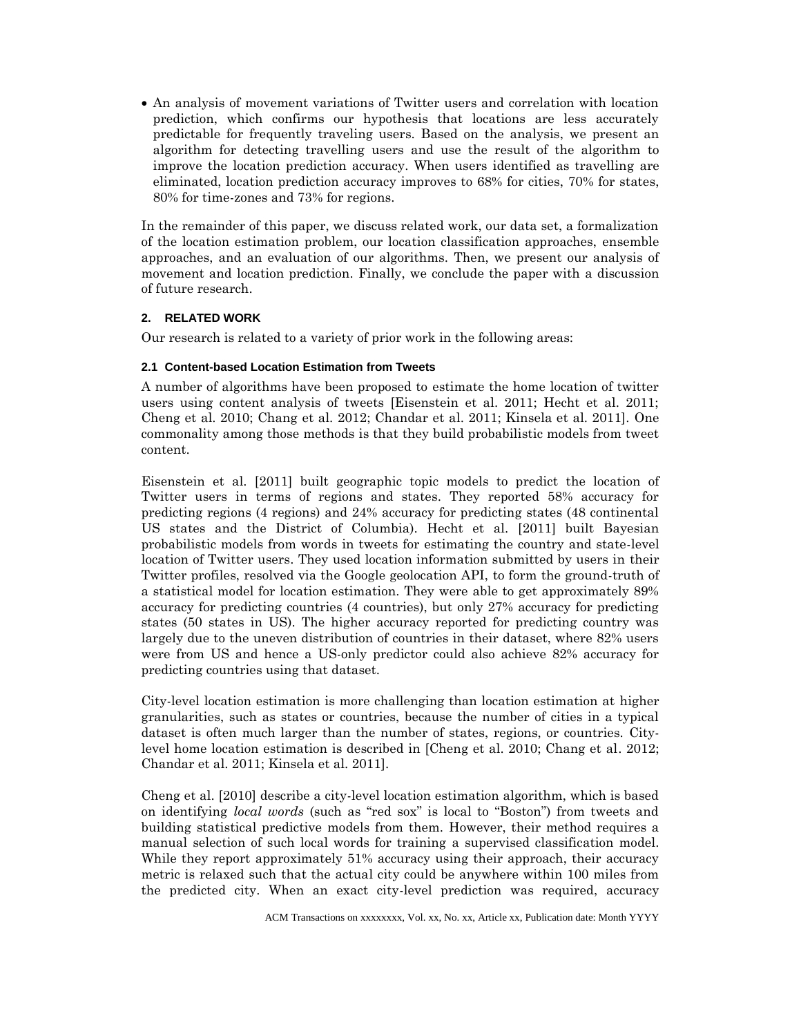- An analysis of movement variations of Twitter users and correlation with location prediction, which confirms our hypothesis that locations are less accurately predictable for frequently traveling users. Based on the analysis, we present an algorithm for detecting travelling users and use the result of the algorithm to improve the location prediction accuracy. When users identified as travelling are eliminated, location prediction accuracy improves to 68% for cities, 70% for states, 80% for time-zones and 73% for regions.

In the remainder of this paper, we discuss related work, our data set, a formalization of the location estimation problem, our location classification approaches, ensemble approaches, and an evaluation of our algorithms. Then, we present our analysis of movement and location prediction. Finally, we conclude the paper with a discussion of future research.

## 2. RELATED WORK

Our research is related to a variety of prior work in the following areas:

### 2.1 Content-based Location Estimation from Tweets

A number of algorithms have been proposed to estimate the home location of twitter users using content analysis of tweets [Eisenstein et al. 2011; Hecht et al. 2011; Cheng et al. 2010; Chang et al. 2012; Chandar et al. 2011; Kinsela et al. 2011]. One commonality among those methods is that they build probabilistic models from tweet content.

Eisenstein et al. [2011] built geographic topic models to predict the location of Twitter users in terms of regions and states. They reported 58% accuracy for predicting regions (4 regions) and 24% accuracy for predicting states (48 continental US states and the District of Columbia). Hecht et al. [2011] built Bayesian probabilistic models from words in tweets for estimating the country and state-level location of Twitter users. They used location information submitted by users in their Twitter profiles, resolved via the Google geolocation API, to form the ground-truth of a statistical model for location estimation. They were able to get approximately 89% accuracy for predicting countries (4 countries), but only 27% accuracy for predicting states (50 states in US). The higher accuracy reported for predicting country was largely due to the uneven distribution of countries in their dataset, where 82% users were from US and hence a US-only predictor could also achieve 82% accuracy for predicting countries using that dataset.

City-level location estimation is more challenging than location estimation at higher granularities, such as states or countries, because the number of cities in a typical dataset is often much larger than the number of states, regions, or countries. City-level home location estimation is described in [Cheng et al. 2010; Chang et al. 2012; Chandar et al. 2011; Kinsela et al. 2011].

Cheng et al. [2010] describe a city-level location estimation algorithm, which is based on identifying *local words* (such as "red sox" is local to "Boston") from tweets and building statistical predictive models from them. However, their method requires a manual selection of such local words for training a supervised classification model. While they report approximately 51% accuracy using their approach, their accuracy metric is relaxed such that the actual city could be anywhere within 100 miles from the predicted city. When an exact city-level prediction was required, accuracy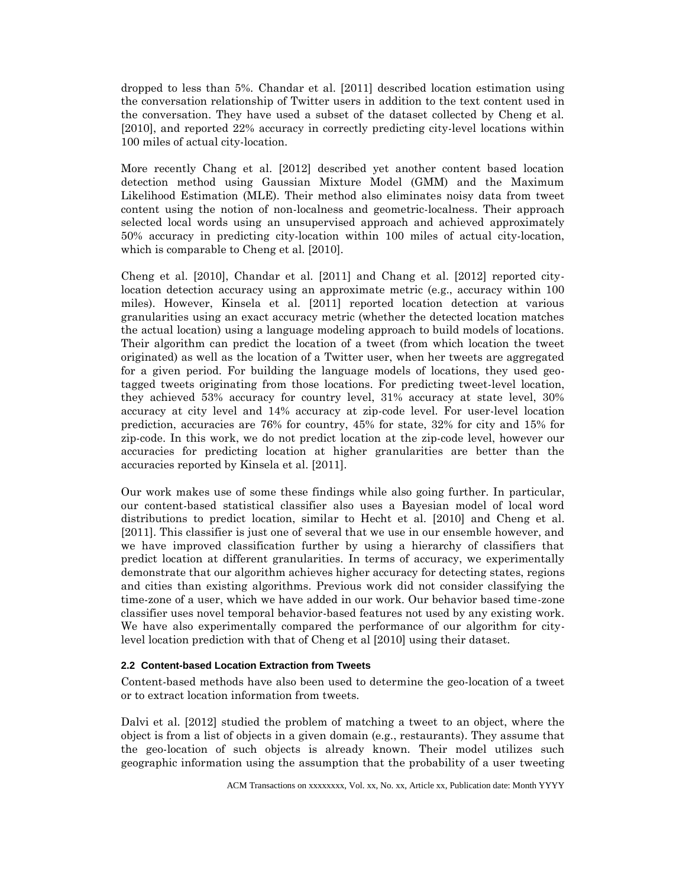dropped to less than 5%. Chandar et al. [2011] described location estimation using the conversation relationship of Twitter users in addition to the text content used in the conversation. They have used a subset of the dataset collected by Cheng et al. [2010], and reported 22% accuracy in correctly predicting city-level locations within 100 miles of actual city-location.

More recently Chang et al. [2012] described yet another content based location detection method using Gaussian Mixture Model (GMM) and the Maximum Likelihood Estimation (MLE). Their method also eliminates noisy data from tweet content using the notion of non-localness and geometric-localness. Their approach selected local words using an unsupervised approach and achieved approximately 50% accuracy in predicting city-location within 100 miles of actual city-location, which is comparable to Cheng et al. [2010].

Cheng et al. [2010], Chandar et al. [2011] and Chang et al. [2012] reported city-location detection accuracy using an approximate metric (e.g., accuracy within 100 miles). However, Kinsela et al. [2011] reported location detection at various granularities using an exact accuracy metric (whether the detected location matches the actual location) using a language modeling approach to build models of locations. Their algorithm can predict the location of a tweet (from which location the tweet originated) as well as the location of a Twitter user, when her tweets are aggregated for a given period. For building the language models of locations, they used geo-tagged tweets originating from those locations. For predicting tweet-level location, they achieved 53% accuracy for country level, 31% accuracy at state level, 30% accuracy at city level and 14% accuracy at zip-code level. For user-level location prediction, accuracies are 76% for country, 45% for state, 32% for city and 15% for zip-code. In this work, we do not predict location at the zip-code level, however our accuracies for predicting location at higher granularities are better than the accuracies reported by Kinsela et al. [2011].

Our work makes use of some these findings while also going further. In particular, our content-based statistical classifier also uses a Bayesian model of local word distributions to predict location, similar to Hecht et al. [2010] and Cheng et al. [2011]. This classifier is just one of several that we use in our ensemble however, and we have improved classification further by using a hierarchy of classifiers that predict location at different granularities. In terms of accuracy, we experimentally demonstrate that our algorithm achieves higher accuracy for detecting states, regions and cities than existing algorithms. Previous work did not consider classifying the time-zone of a user, which we have added in our work. Our behavior based time-zone classifier uses novel temporal behavior-based features not used by any existing work. We have also experimentally compared the performance of our algorithm for city-level location prediction with that of Cheng et al [2010] using their dataset.

### 2.2 Content-based Location Extraction from Tweets

Content-based methods have also been used to determine the geo-location of a tweet or to extract location information from tweets.

Dalvi et al. [2012] studied the problem of matching a tweet to an object, where the object is from a list of objects in a given domain (e.g., restaurants). They assume that the geo-location of such objects is already known. Their model utilizes such geographic information using the assumption that the probability of a user tweeting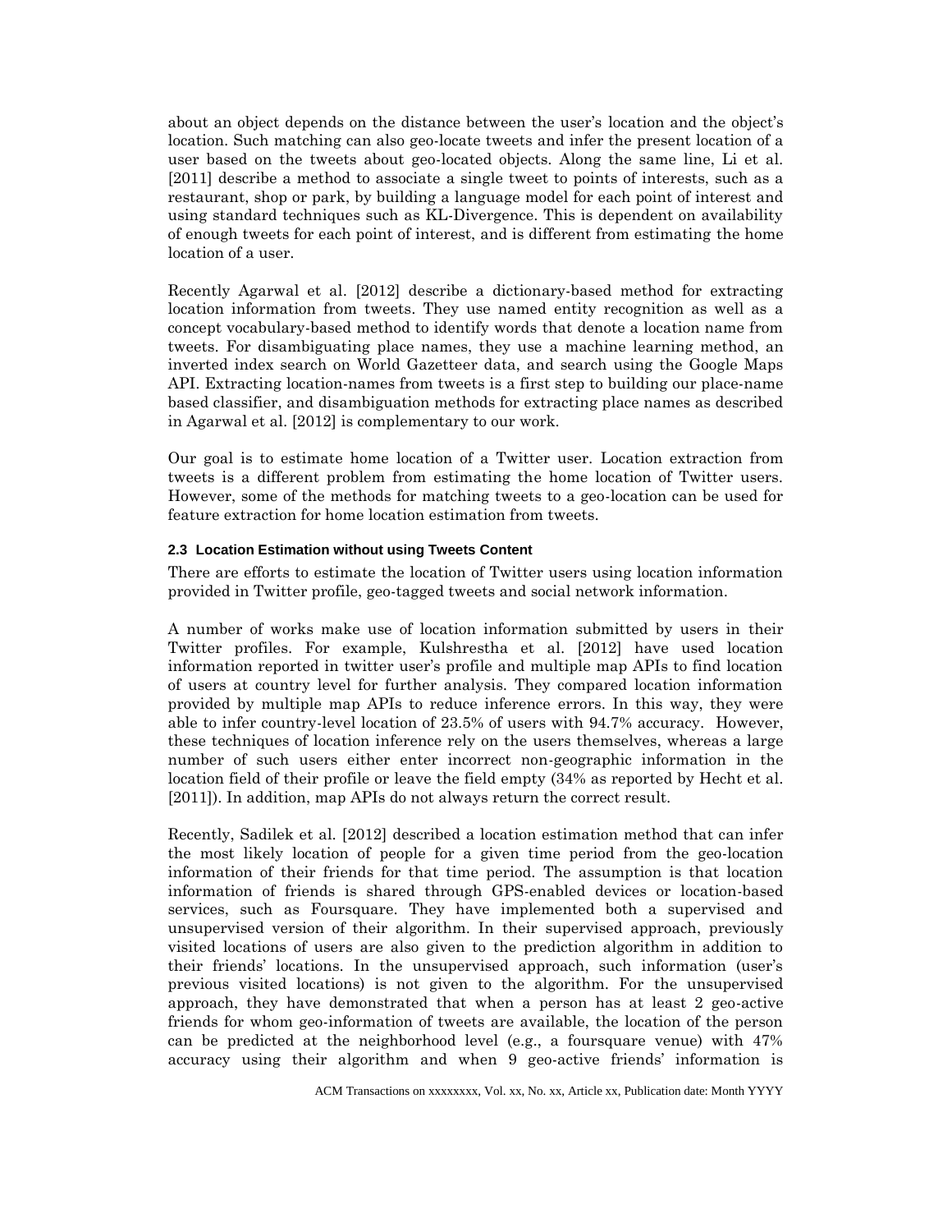about an object depends on the distance between the user's location and the object's location. Such matching can also geo-locate tweets and infer the present location of a user based on the tweets about geo-located objects. Along the same line, Li et al. [2011] describe a method to associate a single tweet to points of interests, such as a restaurant, shop or park, by building a language model for each point of interest and using standard techniques such as KL-Divergence. This is dependent on availability of enough tweets for each point of interest, and is different from estimating the home location of a user.

Recently Agarwal et al. [2012] describe a dictionary-based method for extracting location information from tweets. They use named entity recognition as well as a concept vocabulary-based method to identify words that denote a location name from tweets. For disambiguating place names, they use a machine learning method, an inverted index search on World Gazetteer data, and search using the Google Maps API. Extracting location-names from tweets is a first step to building our place-name based classifier, and disambiguation methods for extracting place names as described in Agarwal et al. [2012] is complementary to our work.

Our goal is to estimate home location of a Twitter user. Location extraction from tweets is a different problem from estimating the home location of Twitter users. However, some of the methods for matching tweets to a geo-location can be used for feature extraction for home location estimation from tweets.

### 2.3 Location Estimation without using Tweets Content

There are efforts to estimate the location of Twitter users using location information provided in Twitter profile, geo-tagged tweets and social network information.

A number of works make use of location information submitted by users in their Twitter profiles. For example, Kulshrestha et al. [2012] have used location information reported in twitter user's profile and multiple map APIs to find location of users at country level for further analysis. They compared location information provided by multiple map APIs to reduce inference errors. In this way, they were able to infer country-level location of 23.5% of users with 94.7% accuracy. However, these techniques of location inference rely on the users themselves, whereas a large number of such users either enter incorrect non-geographic information in the location field of their profile or leave the field empty (34% as reported by Hecht et al. [2011]). In addition, map APIs do not always return the correct result.

Recently, Sadilek et al. [2012] described a location estimation method that can infer the most likely location of people for a given time period from the geo-location information of their friends for that time period. The assumption is that location information of friends is shared through GPS-enabled devices or location-based services, such as Foursquare. They have implemented both a supervised and unsupervised version of their algorithm. In their supervised approach, previously visited locations of users are also given to the prediction algorithm in addition to their friends' locations. In the unsupervised approach, such information (user's previous visited locations) is not given to the algorithm. For the unsupervised approach, they have demonstrated that when a person has at least 2 geo-active friends for whom geo-information of tweets are available, the location of the person can be predicted at the neighborhood level (e.g., a foursquare venue) with 47% accuracy using their algorithm and when 9 geo-active friends' information is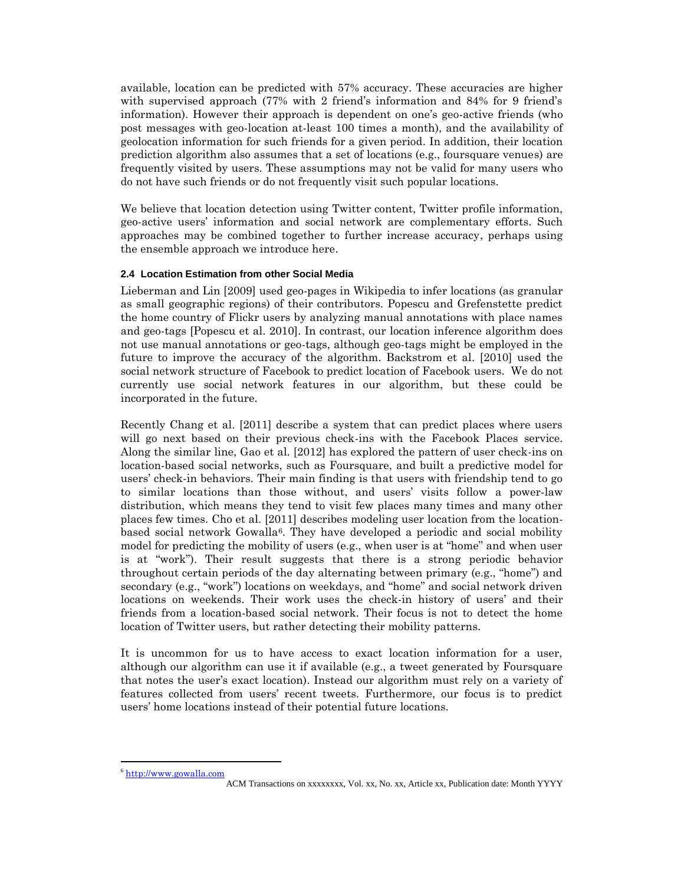available, location can be predicted with 57% accuracy. These accuracies are higher with supervised approach (77% with 2 friend's information and 84% for 9 friend's information). However their approach is dependent on one's geo-active friends (who post messages with geo-location at-least 100 times a month), and the availability of geolocation information for such friends for a given period. In addition, their location prediction algorithm also assumes that a set of locations (e.g., foursquare venues) are frequently visited by users. These assumptions may not be valid for many users who do not have such friends or do not frequently visit such popular locations.

We believe that location detection using Twitter content, Twitter profile information, geo-active users' information and social network are complementary efforts. Such approaches may be combined together to further increase accuracy, perhaps using the ensemble approach we introduce here.

### 2.4 Location Estimation from other Social Media

Lieberman and Lin [2009] used geo-pages in Wikipedia to infer locations (as granular as small geographic regions) of their contributors. Popescu and Grefenstette predict the home country of Flickr users by analyzing manual annotations with place names and geo-tags [Popescu et al. 2010]. In contrast, our location inference algorithm does not use manual annotations or geo-tags, although geo-tags might be employed in the future to improve the accuracy of the algorithm. Backstrom et al. [2010] used the social network structure of Facebook to predict location of Facebook users. We do not currently use social network features in our algorithm, but these could be incorporated in the future.

Recently Chang et al. [2011] describe a system that can predict places where users will go next based on their previous check-ins with the Facebook Places service. Along the similar line, Gao et al. [2012] has explored the pattern of user check-ins on location-based social networks, such as Foursquare, and built a predictive model for users' check-in behaviors. Their main finding is that users with friendship tend to go to similar locations than those without, and users' visits follow a power-law distribution, which means they tend to visit few places many times and many other places few times. Cho et al. [2011] describes modeling user location from the location-based social network Gowalla[6]. They have developed a periodic and social mobility model for predicting the mobility of users (e.g., when user is at "home" and when user is at "work"). Their result suggests that there is a strong periodic behavior throughout certain periods of the day alternating between primary (e.g., "home") and secondary (e.g., "work") locations on weekdays, and "home" and social network driven locations on weekends. Their work uses the check-in history of users' and their friends from a location-based social network. Their focus is not to detect the home location of Twitter users, but rather detecting their mobility patterns.

It is uncommon for us to have access to exact location information for a user, although our algorithm can use it if available (e.g., a tweet generated by Foursquare that notes the user's exact location). Instead our algorithm must rely on a variety of features collected from users' recent tweets. Furthermore, our focus is to predict users' home locations instead of their potential future locations.

[6] http://www.gowalla.com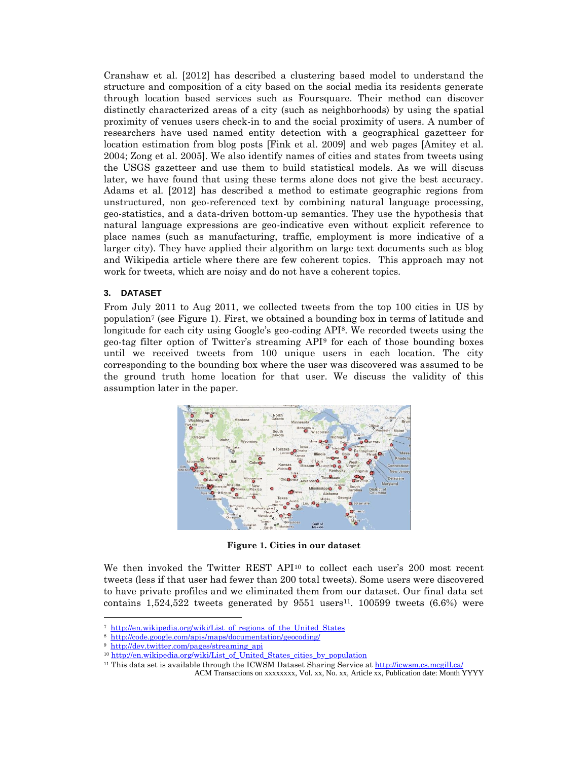Cranshaw et al. [2012] has described a clustering based model to understand the structure and composition of a city based on the social media its residents generate through location based services such as Foursquare. Their method can discover distinctly characterized areas of a city (such as neighborhoods) by using the spatial proximity of venues users check-in to and the social proximity of users. A number of researchers have used named entity detection with a geographical gazetteer for location estimation from blog posts [Fink et al. 2009] and web pages [Amitey et al. 2004; Zong et al. 2005]. We also identify names of cities and states from tweets using the USGS gazetteer and use them to build statistical models. As we will discuss later, we have found that using these terms alone does not give the best accuracy. Adams et al. [2012] has described a method to estimate geographic regions from unstructured, non geo-referenced text by combining natural language processing, geo-statistics, and a data-driven bottom-up semantics. They use the hypothesis that natural language expressions are geo-indicative even without explicit reference to place names (such as manufacturing, traffic, employment is more indicative of a larger city). They have applied their algorithm on large text documents such as blog and Wikipedia article where there are few coherent topics. This approach may not work for tweets, which are noisy and do not have a coherent topics.

### 3. DATASET

From July 2011 to Aug 2011, we collected tweets from the top 100 cities in US by population[7] (see Figure 1). First, we obtained a bounding box in terms of latitude and longitude for each city using Google's geo-coding API[8]. We recorded tweets using the geo-tag filter option of Twitter's streaming API[9] for each of those bounding boxes until we received tweets from 100 unique users in each location. The city corresponding to the bounding box where the user was discovered was assumed to be the ground truth home location for that user. We discuss the validity of this assumption later in the paper.

**Figure 1. Cities in our dataset**

We then invoked the Twitter REST API[10] to collect each user's 200 most recent tweets (less if that user had fewer than 200 total tweets). Some users were discovered to have private profiles and we eliminated them from our dataset. Our final data set contains 1,524,522 tweets generated by 9551 users[11]. 100599 tweets (6.6%) were

[7] http://en.wikipedia.org/wiki/List_of_regions_of_the_United_States

[8] http://code.google.com/apis/maps/documentation/geocoding/

[9] http://dev.twitter.com/pages/streaming_api

[10] http://en.wikipedia.org/wiki/List_of_United_States_cities_by_population

[11] This data set is available through the ICWSM Dataset Sharing Service at http://icwsm.cs.mcgill.ca/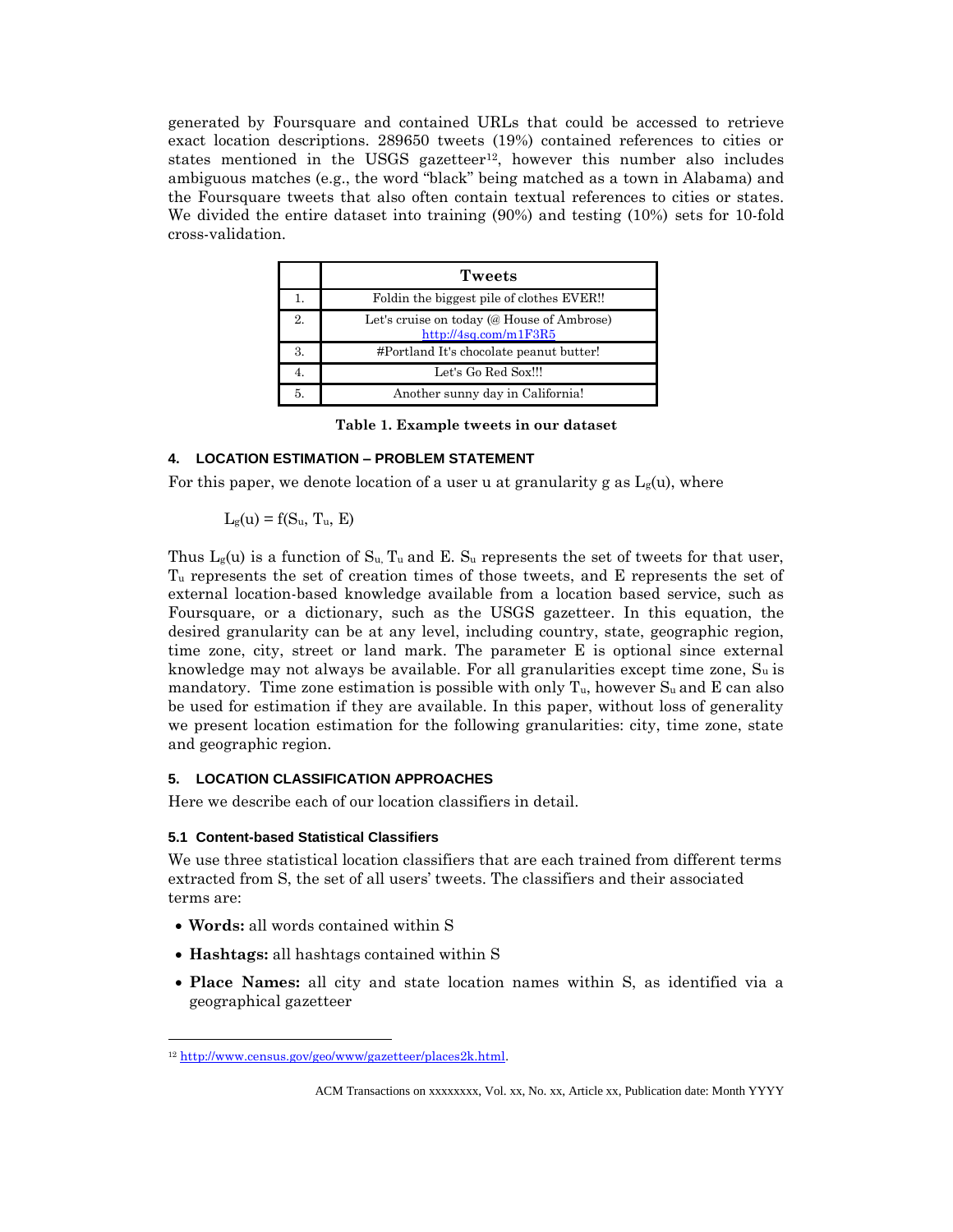generated by Foursquare and contained URLs that could be accessed to retrieve exact location descriptions. 289650 tweets (19%) contained references to cities or states mentioned in the USGS gazetteer[12], however this number also includes ambiguous matches (e.g., the word "black" being matched as a town in Alabama) and the Foursquare tweets that also often contain textual references to cities or states. We divided the entire dataset into training (90%) and testing (10%) sets for 10-fold cross-validation.

| | Tweets |
|---|---|
| 1. | Foldin the biggest pile of clothes EVER!! |
| 2. | Let's cruise on today (@ House of Ambrose) http://4sq.com/m1F3R5 |
| 3. | #Portland It's chocolate peanut butter! |
| 4. | Let's Go Red Sox!!! |
| 5. | Another sunny day in California! |

**Table 1. Example tweets in our dataset**

#### 4. LOCATION ESTIMATION – PROBLEM STATEMENT

For this paper, we denote location of a user u at granularity g as $L_g(u)$, where

$$L_g(u) = f(S_u, T_u, E)$$

Thus $L_g(u)$ is a function of $S_u$, $T_u$ and E. $S_u$ represents the set of tweets for that user, $T_u$ represents the set of creation times of those tweets, and E represents the set of external location-based knowledge available from a location based service, such as Foursquare, or a dictionary, such as the USGS gazetteer. In this equation, the desired granularity can be at any level, including country, state, geographic region, time zone, city, street or land mark. The parameter E is optional since external knowledge may not always be available. For all granularities except time zone, $S_u$ is mandatory. Time zone estimation is possible with only $T_u$, however $S_u$ and E can also be used for estimation if they are available. In this paper, without loss of generality we present location estimation for the following granularities: city, time zone, state and geographic region.

#### 5. LOCATION CLASSIFICATION APPROACHES

Here we describe each of our location classifiers in detail.

##### 5.1 Content-based Statistical Classifiers

We use three statistical location classifiers that are each trained from different terms extracted from S, the set of all users' tweets. The classifiers and their associated terms are:

- **Words:** all words contained within S
- **Hashtags:** all hashtags contained within S
- **Place Names:** all city and state location names within S, as identified via a geographical gazetteer

[12] http://www.census.gov/geo/www/gazetteer/places2k.html.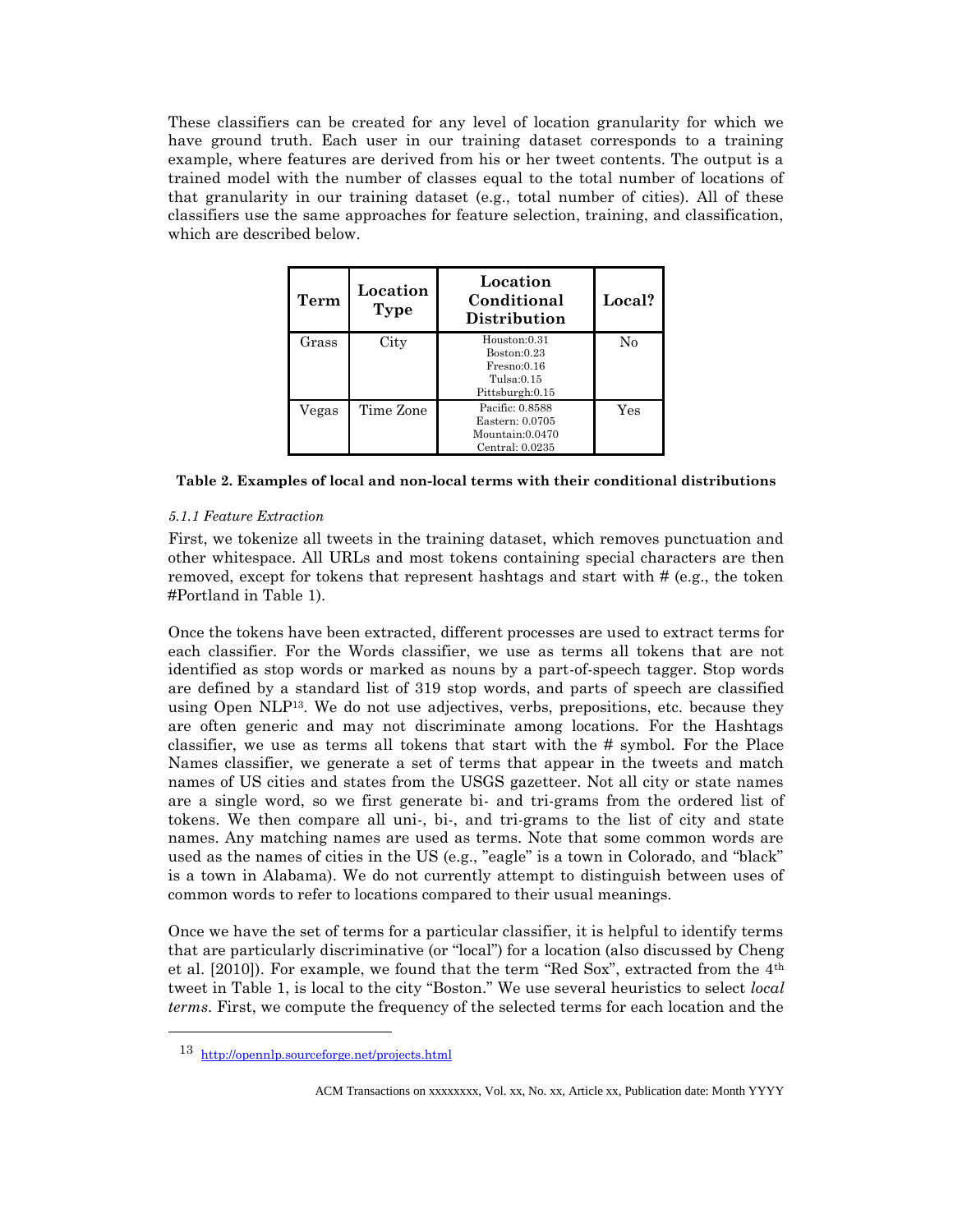These classifiers can be created for any level of location granularity for which we have ground truth. Each user in our training dataset corresponds to a training example, where features are derived from his or her tweet contents. The output is a trained model with the number of classes equal to the total number of locations of that granularity in our training dataset (e.g., total number of cities). All of these classifiers use the same approaches for feature selection, training, and classification, which are described below.

| Term | Location Type | Location Conditional Distribution | Local? |
|---|---|---|---|
| Grass | City | Houston:0.31<br>Boston:0.23<br>Fresno:0.16<br>Tulsa:0.15<br>Pittsburgh:0.15 | No |
| Vegas | Time Zone | Pacific: 0.8588<br>Eastern: 0.0705<br>Mountain:0.0470<br>Central: 0.0235 | Yes |

**Table 2. Examples of local and non-local terms with their conditional distributions**

#### *5.1.1 Feature Extraction*

First, we tokenize all tweets in the training dataset, which removes punctuation and other whitespace. All URLs and most tokens containing special characters are then removed, except for tokens that represent hashtags and start with # (e.g., the token #Portland in Table 1).

Once the tokens have been extracted, different processes are used to extract terms for each classifier. For the Words classifier, we use as terms all tokens that are not identified as stop words or marked as nouns by a part-of-speech tagger. Stop words are defined by a standard list of 319 stop words, and parts of speech are classified using Open NLP[13]. We do not use adjectives, verbs, prepositions, etc. because they are often generic and may not discriminate among locations. For the Hashtags classifier, we use as terms all tokens that start with the # symbol. For the Place Names classifier, we generate a set of terms that appear in the tweets and match names of US cities and states from the USGS gazetteer. Not all city or state names are a single word, so we first generate bi- and tri-grams from the ordered list of tokens. We then compare all uni-, bi-, and tri-grams to the list of city and state names. Any matching names are used as terms. Note that some common words are used as the names of cities in the US (e.g., "eagle" is a town in Colorado, and "black" is a town in Alabama). We do not currently attempt to distinguish between uses of common words to refer to locations compared to their usual meanings.

Once we have the set of terms for a particular classifier, it is helpful to identify terms that are particularly discriminative (or "local") for a location (also discussed by Cheng et al. [2010]). For example, we found that the term "Red Sox", extracted from the 4th tweet in Table 1, is local to the city "Boston." We use several heuristics to select *local terms*. First, we compute the frequency of the selected terms for each location and the

[13] http://opennlp.sourceforge.net/projects.html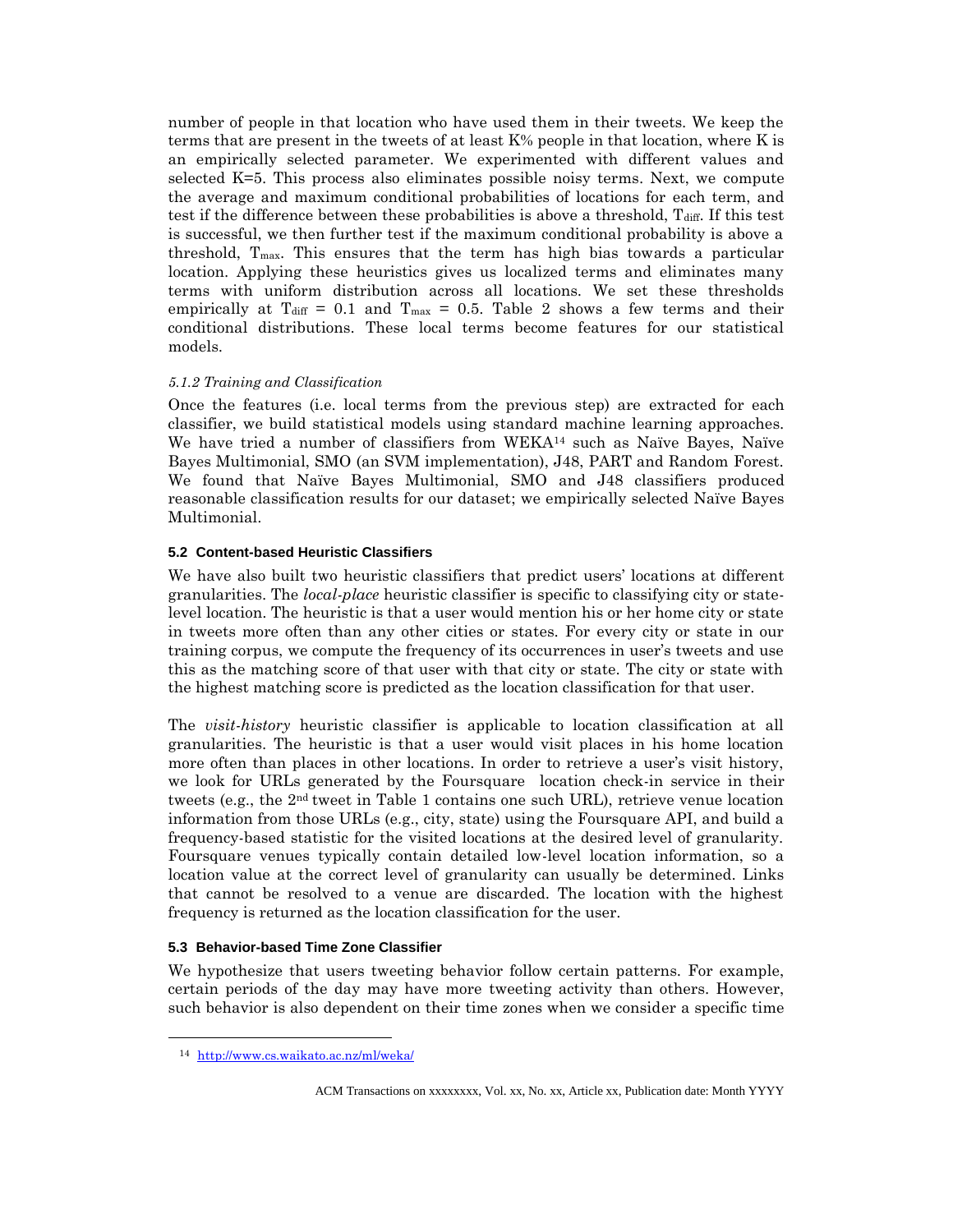number of people in that location who have used them in their tweets. We keep the terms that are present in the tweets of at least K% people in that location, where K is an empirically selected parameter. We experimented with different values and selected K=5. This process also eliminates possible noisy terms. Next, we compute the average and maximum conditional probabilities of locations for each term, and test if the difference between these probabilities is above a threshold, $T_{diff}$. If this test is successful, we then further test if the maximum conditional probability is above a threshold, $T_{max}$. This ensures that the term has high bias towards a particular location. Applying these heuristics gives us localized terms and eliminates many terms with uniform distribution across all locations. We set these thresholds empirically at $T_{diff} = 0.1$ and $T_{max} = 0.5$. Table 2 shows a few terms and their conditional distributions. These local terms become features for our statistical models.

*5.1.2 Training and Classification*

Once the features (i.e. local terms from the previous step) are extracted for each classifier, we build statistical models using standard machine learning approaches. We have tried a number of classifiers from WEKA[14] such as Naïve Bayes, Naïve Bayes Multimonial, SMO (an SVM implementation), J48, PART and Random Forest. We found that Naïve Bayes Multimonial, SMO and J48 classifiers produced reasonable classification results for our dataset; we empirically selected Naïve Bayes Multimonial.

### 5.2 Content-based Heuristic Classifiers

We have also built two heuristic classifiers that predict users' locations at different granularities. The *local-place* heuristic classifier is specific to classifying city or state-level location. The heuristic is that a user would mention his or her home city or state in tweets more often than any other cities or states. For every city or state in our training corpus, we compute the frequency of its occurrences in user's tweets and use this as the matching score of that user with that city or state. The city or state with the highest matching score is predicted as the location classification for that user.

The *visit-history* heuristic classifier is applicable to location classification at all granularities. The heuristic is that a user would visit places in his home location more often than places in other locations. In order to retrieve a user's visit history, we look for URLs generated by the Foursquare location check-in service in their tweets (e.g., the 2nd tweet in Table 1 contains one such URL), retrieve venue location information from those URLs (e.g., city, state) using the Foursquare API, and build a frequency-based statistic for the visited locations at the desired level of granularity. Foursquare venues typically contain detailed low-level location information, so a location value at the correct level of granularity can usually be determined. Links that cannot be resolved to a venue are discarded. The location with the highest frequency is returned as the location classification for the user.

### 5.3 Behavior-based Time Zone Classifier

We hypothesize that users tweeting behavior follow certain patterns. For example, certain periods of the day may have more tweeting activity than others. However, such behavior is also dependent on their time zones when we consider a specific time

[14] http://www.cs.waikato.ac.nz/ml/weka/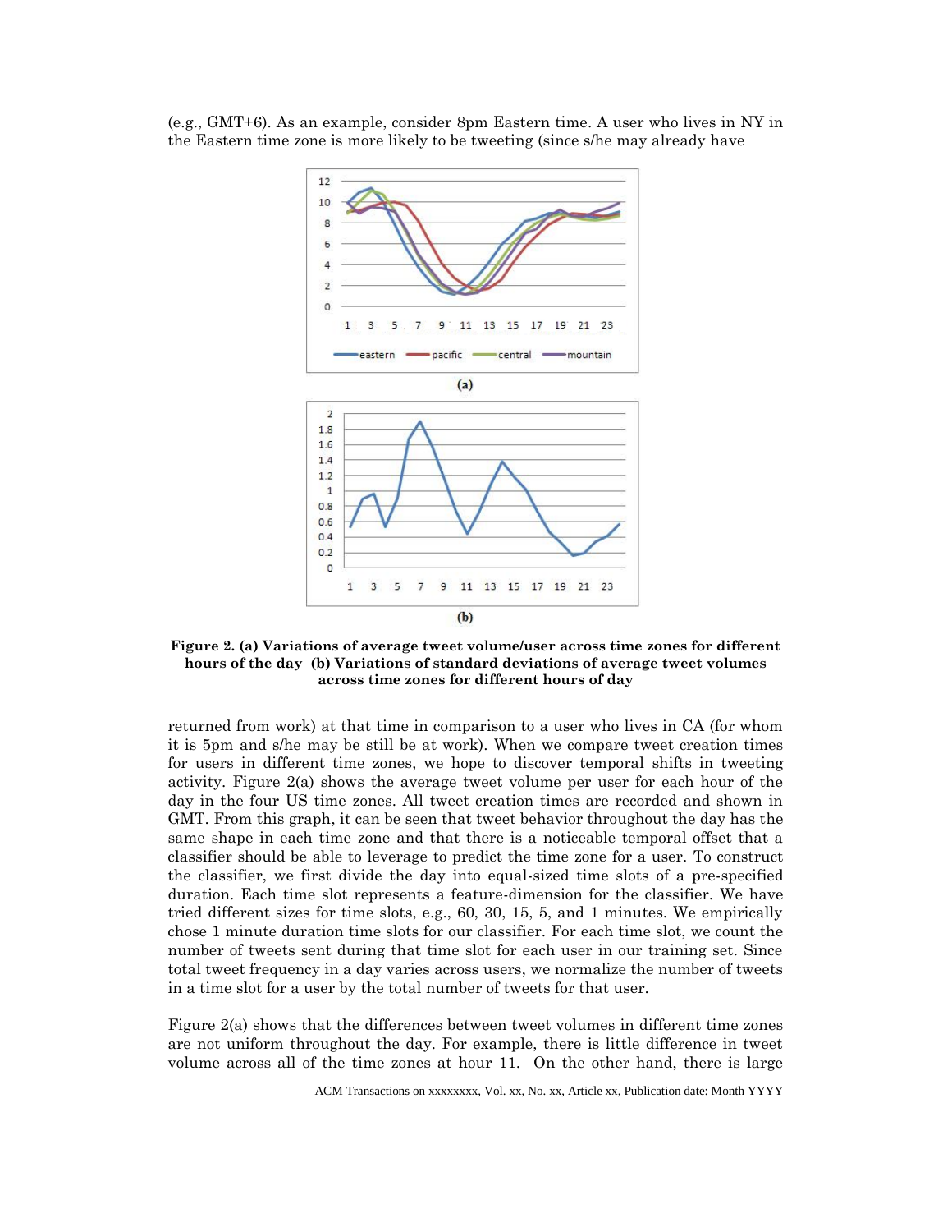(e.g., GMT+6). As an example, consider 8pm Eastern time. A user who lives in NY in the Eastern time zone is more likely to be tweeting (since s/he may already have

**Figure 2. (a) Variations of average tweet volume/user across time zones for different hours of the day (b) Variations of standard deviations of average tweet volumes across time zones for different hours of day**

returned from work) at that time in comparison to a user who lives in CA (for whom it is 5pm and s/he may be still be at work). When we compare tweet creation times for users in different time zones, we hope to discover temporal shifts in tweeting activity. Figure 2(a) shows the average tweet volume per user for each hour of the day in the four US time zones. All tweet creation times are recorded and shown in GMT. From this graph, it can be seen that tweet behavior throughout the day has the same shape in each time zone and that there is a noticeable temporal offset that a classifier should be able to leverage to predict the time zone for a user. To construct the classifier, we first divide the day into equal-sized time slots of a pre-specified duration. Each time slot represents a feature-dimension for the classifier. We have tried different sizes for time slots, e.g., 60, 30, 15, 5, and 1 minutes. We empirically chose 1 minute duration time slots for our classifier. For each time slot, we count the number of tweets sent during that time slot for each user in our training set. Since total tweet frequency in a day varies across users, we normalize the number of tweets in a time slot for a user by the total number of tweets for that user.

Figure 2(a) shows that the differences between tweet volumes in different time zones are not uniform throughout the day. For example, there is little difference in tweet volume across all of the time zones at hour 11. On the other hand, there is large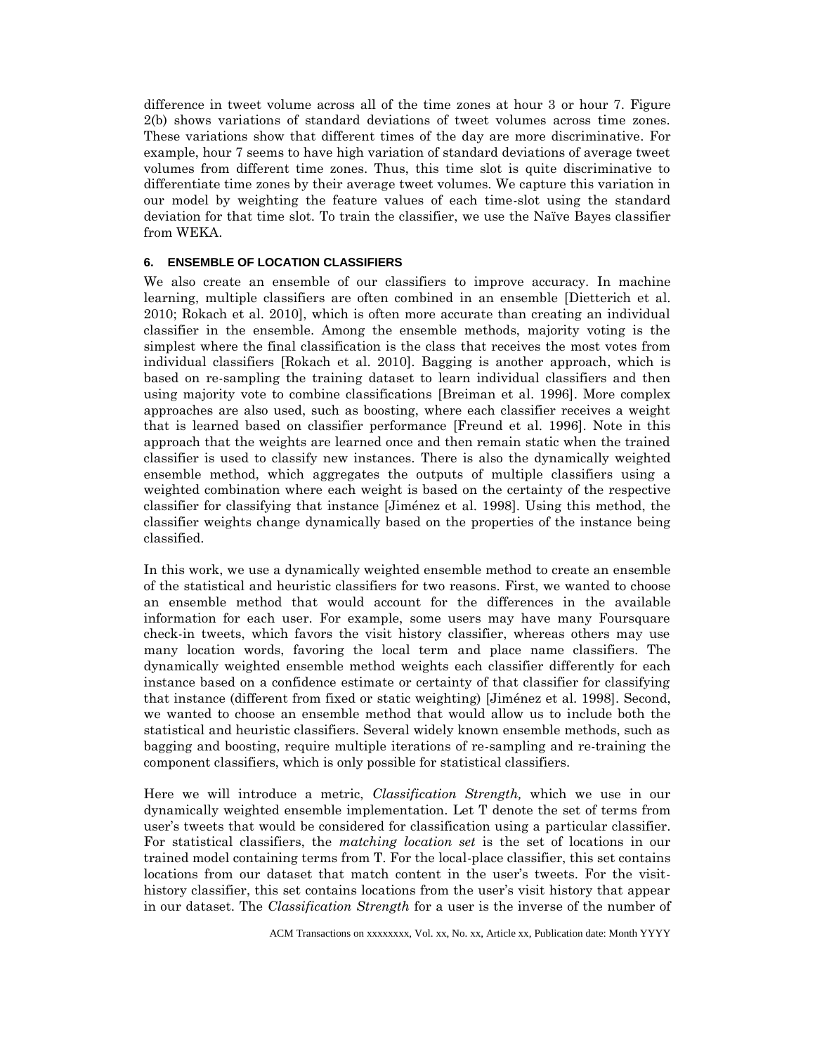difference in tweet volume across all of the time zones at hour 3 or hour 7. Figure 2(b) shows variations of standard deviations of tweet volumes across time zones. These variations show that different times of the day are more discriminative. For example, hour 7 seems to have high variation of standard deviations of average tweet volumes from different time zones. Thus, this time slot is quite discriminative to differentiate time zones by their average tweet volumes. We capture this variation in our model by weighting the feature values of each time-slot using the standard deviation for that time slot. To train the classifier, we use the Naïve Bayes classifier from WEKA.

#### 6. ENSEMBLE OF LOCATION CLASSIFIERS

We also create an ensemble of our classifiers to improve accuracy. In machine learning, multiple classifiers are often combined in an ensemble [Dietterich et al. 2010; Rokach et al. 2010], which is often more accurate than creating an individual classifier in the ensemble. Among the ensemble methods, majority voting is the simplest where the final classification is the class that receives the most votes from individual classifiers [Rokach et al. 2010]. Bagging is another approach, which is based on re-sampling the training dataset to learn individual classifiers and then using majority vote to combine classifications [Breiman et al. 1996]. More complex approaches are also used, such as boosting, where each classifier receives a weight that is learned based on classifier performance [Freund et al. 1996]. Note in this approach that the weights are learned once and then remain static when the trained classifier is used to classify new instances. There is also the dynamically weighted ensemble method, which aggregates the outputs of multiple classifiers using a weighted combination where each weight is based on the certainty of the respective classifier for classifying that instance [Jiménez et al. 1998]. Using this method, the classifier weights change dynamically based on the properties of the instance being classified.

In this work, we use a dynamically weighted ensemble method to create an ensemble of the statistical and heuristic classifiers for two reasons. First, we wanted to choose an ensemble method that would account for the differences in the available information for each user. For example, some users may have many Foursquare check-in tweets, which favors the visit history classifier, whereas others may use many location words, favoring the local term and place name classifiers. The dynamically weighted ensemble method weights each classifier differently for each instance based on a confidence estimate or certainty of that classifier for classifying that instance (different from fixed or static weighting) [Jiménez et al. 1998]. Second, we wanted to choose an ensemble method that would allow us to include both the statistical and heuristic classifiers. Several widely known ensemble methods, such as bagging and boosting, require multiple iterations of re-sampling and re-training the component classifiers, which is only possible for statistical classifiers.

Here we will introduce a metric, *Classification Strength,* which we use in our dynamically weighted ensemble implementation. Let T denote the set of terms from user's tweets that would be considered for classification using a particular classifier. For statistical classifiers, the *matching location set* is the set of locations in our trained model containing terms from T. For the local-place classifier, this set contains locations from our dataset that match content in the user's tweets. For the visit-history classifier, this set contains locations from the user's visit history that appear in our dataset. The *Classification Strength* for a user is the inverse of the number of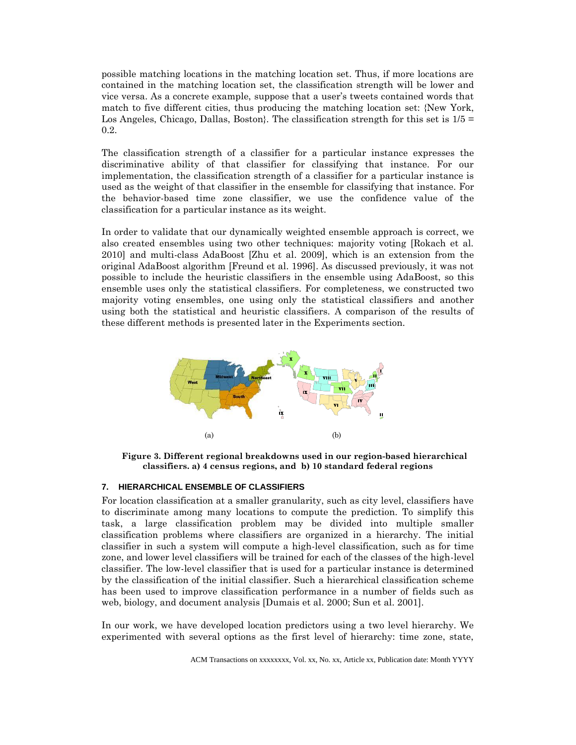possible matching locations in the matching location set. Thus, if more locations are contained in the matching location set, the classification strength will be lower and vice versa. As a concrete example, suppose that a user's tweets contained words that match to five different cities, thus producing the matching location set: {New York, Los Angeles, Chicago, Dallas, Boston}. The classification strength for this set is $1/5 = 0.2$.

The classification strength of a classifier for a particular instance expresses the discriminative ability of that classifier for classifying that instance. For our implementation, the classification strength of a classifier for a particular instance is used as the weight of that classifier in the ensemble for classifying that instance. For the behavior-based time zone classifier, we use the confidence value of the classification for a particular instance as its weight.

In order to validate that our dynamically weighted ensemble approach is correct, we also created ensembles using two other techniques: majority voting [Rokach et al. 2010] and multi-class AdaBoost [Zhu et al. 2009], which is an extension from the original AdaBoost algorithm [Freund et al. 1996]. As discussed previously, it was not possible to include the heuristic classifiers in the ensemble using AdaBoost, so this ensemble uses only the statistical classifiers. For completeness, we constructed two majority voting ensembles, one using only the statistical classifiers and another using both the statistical and heuristic classifiers. A comparison of the results of these different methods is presented later in the Experiments section.

(a) (b)

**Figure 3. Different regional breakdowns used in our region-based hierarchical classifiers. a) 4 census regions, and b) 10 standard federal regions**

## 7. HIERARCHICAL ENSEMBLE OF CLASSIFIERS

For location classification at a smaller granularity, such as city level, classifiers have to discriminate among many locations to compute the prediction. To simplify this task, a large classification problem may be divided into multiple smaller classification problems where classifiers are organized in a hierarchy. The initial classifier in such a system will compute a high-level classification, such as for time zone, and lower level classifiers will be trained for each of the classes of the high-level classifier. The low-level classifier that is used for a particular instance is determined by the classification of the initial classifier. Such a hierarchical classification scheme has been used to improve classification performance in a number of fields such as web, biology, and document analysis [Dumais et al. 2000; Sun et al. 2001].

In our work, we have developed location predictors using a two level hierarchy. We experimented with several options as the first level of hierarchy: time zone, state,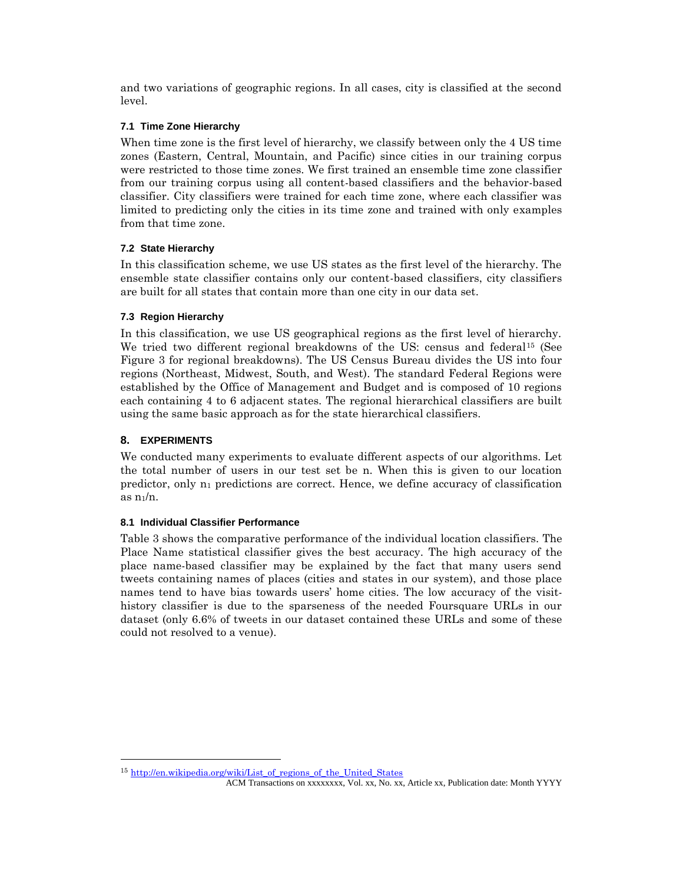and two variations of geographic regions. In all cases, city is classified at the second level.

### 7.1 Time Zone Hierarchy

When time zone is the first level of hierarchy, we classify between only the 4 US time zones (Eastern, Central, Mountain, and Pacific) since cities in our training corpus were restricted to those time zones. We first trained an ensemble time zone classifier from our training corpus using all content-based classifiers and the behavior-based classifier. City classifiers were trained for each time zone, where each classifier was limited to predicting only the cities in its time zone and trained with only examples from that time zone.

### 7.2 State Hierarchy

In this classification scheme, we use US states as the first level of the hierarchy. The ensemble state classifier contains only our content-based classifiers, city classifiers are built for all states that contain more than one city in our data set.

### 7.3 Region Hierarchy

In this classification, we use US geographical regions as the first level of hierarchy. We tried two different regional breakdowns of the US: census and federal[15] (See Figure 3 for regional breakdowns). The US Census Bureau divides the US into four regions (Northeast, Midwest, South, and West). The standard Federal Regions were established by the Office of Management and Budget and is composed of 10 regions each containing 4 to 6 adjacent states. The regional hierarchical classifiers are built using the same basic approach as for the state hierarchical classifiers.

## 8. EXPERIMENTS

We conducted many experiments to evaluate different aspects of our algorithms. Let the total number of users in our test set be n. When this is given to our location predictor, only $n_1$ predictions are correct. Hence, we define accuracy of classification as $n_1/n$.

### 8.1 Individual Classifier Performance

Table 3 shows the comparative performance of the individual location classifiers. The Place Name statistical classifier gives the best accuracy. The high accuracy of the place name-based classifier may be explained by the fact that many users send tweets containing names of places (cities and states in our system), and those place names tend to have bias towards users' home cities. The low accuracy of the visit-history classifier is due to the sparseness of the needed Foursquare URLs in our dataset (only 6.6% of tweets in our dataset contained these URLs and some of these could not resolved to a venue).

[15] http://en.wikipedia.org/wiki/List_of_regions_of_the_United_States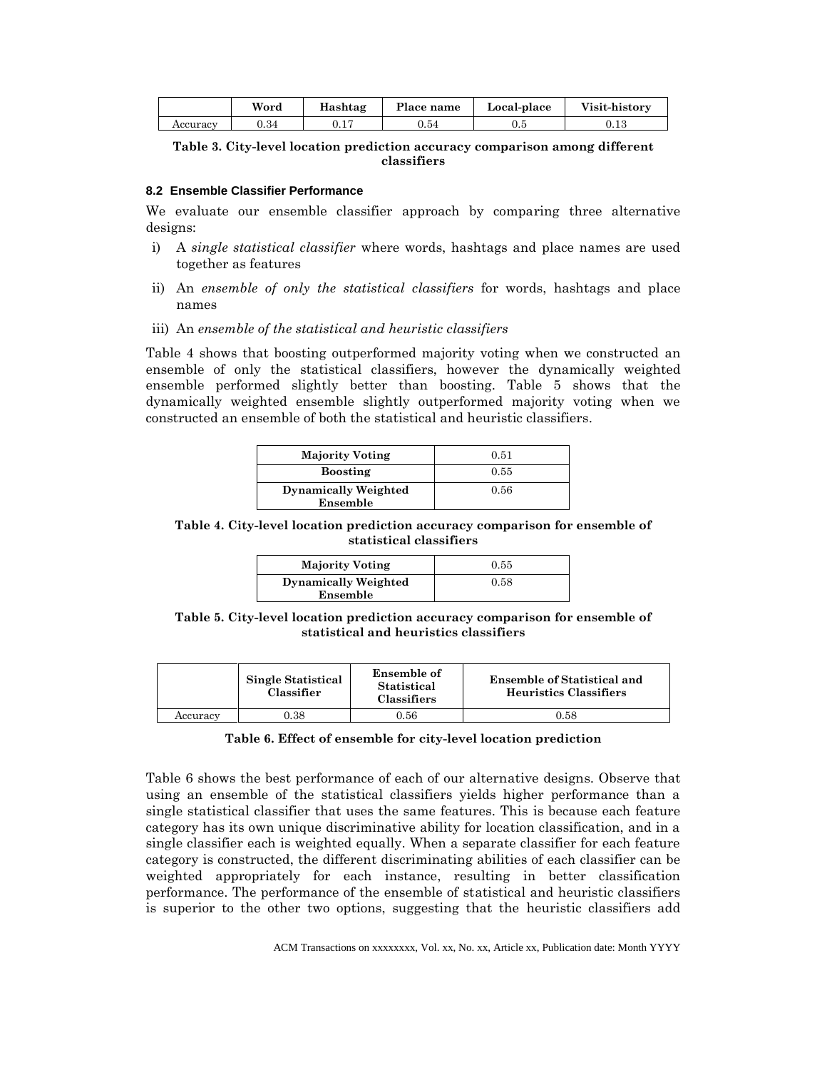| | Word | Hashtag | Place name | Local-place | Visit-history |
|---|---|---|---|---|---|
| Accuracy | 0.34 | 0.17 | 0.54 | 0.5 | 0.13 |

**Table 3. City-level location prediction accuracy comparison among different classifiers**

### 8.2 Ensemble Classifier Performance

We evaluate our ensemble classifier approach by comparing three alternative designs:

i) A *single statistical classifier* where words, hashtags and place names are used together as features

ii) An *ensemble of only the statistical classifiers* for words, hashtags and place names

iii) An *ensemble of the statistical and heuristic classifiers*

Table 4 shows that boosting outperformed majority voting when we constructed an ensemble of only the statistical classifiers, however the dynamically weighted ensemble performed slightly better than boosting. Table 5 shows that the dynamically weighted ensemble slightly outperformed majority voting when we constructed an ensemble of both the statistical and heuristic classifiers.

| Method | Accuracy |
|---|---|
| **Majority Voting** | 0.51 |
| **Boosting** | 0.55 |
| **Dynamically Weighted Ensemble** | 0.56 |

**Table 4. City-level location prediction accuracy comparison for ensemble of statistical classifiers**

| Method | Accuracy |
|---|---|
| **Majority Voting** | 0.55 |
| **Dynamically Weighted Ensemble** | 0.58 |

**Table 5. City-level location prediction accuracy comparison for ensemble of statistical and heuristics classifiers**

| | Single Statistical Classifier | Ensemble of Statistical Classifiers | Ensemble of Statistical and Heuristics Classifiers |
|---|---|---|---|
| Accuracy | 0.38 | 0.56 | 0.58 |

**Table 6. Effect of ensemble for city-level location prediction**

Table 6 shows the best performance of each of our alternative designs. Observe that using an ensemble of the statistical classifiers yields higher performance than a single statistical classifier that uses the same features. This is because each feature category has its own unique discriminative ability for location classification, and in a single classifier each is weighted equally. When a separate classifier for each feature category is constructed, the different discriminating abilities of each classifier can be weighted appropriately for each instance, resulting in better classification performance. The performance of the ensemble of statistical and heuristic classifiers is superior to the other two options, suggesting that the heuristic classifiers add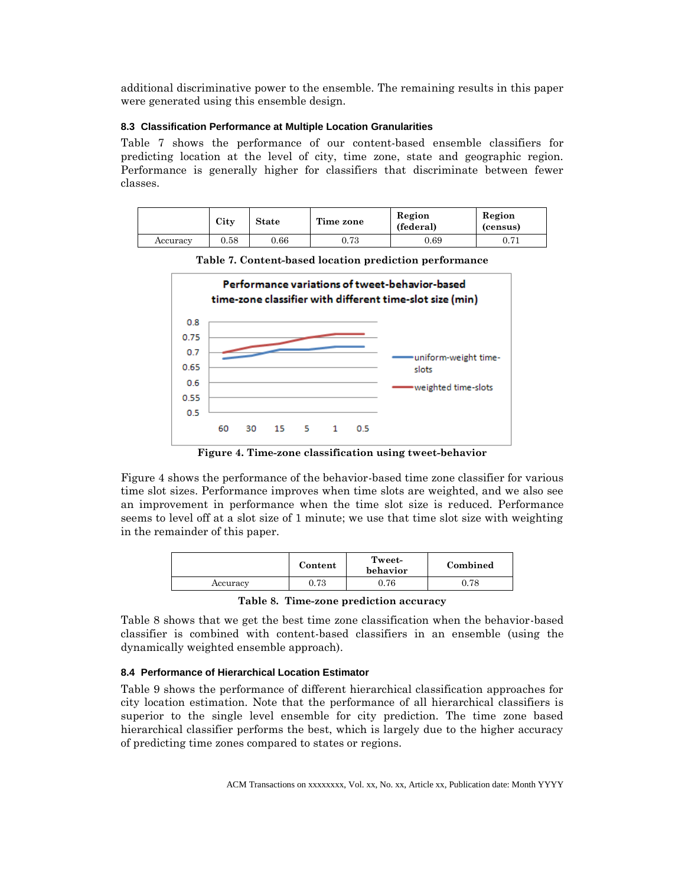additional discriminative power to the ensemble. The remaining results in this paper were generated using this ensemble design.

### 8.3 Classification Performance at Multiple Location Granularities

Table 7 shows the performance of our content-based ensemble classifiers for predicting location at the level of city, time zone, state and geographic region. Performance is generally higher for classifiers that discriminate between fewer classes.

| | City | State | Time zone | Region (federal) | Region (census) |
|---|---|---|---|---|---|
| Accuracy | 0.58 | 0.66 | 0.73 | 0.69 | 0.71 |

**Table 7. Content-based location prediction performance**

**Figure 4. Time-zone classification using tweet-behavior**

Figure 4 shows the performance of the behavior-based time zone classifier for various time slot sizes. Performance improves when time slots are weighted, and we also see an improvement in performance when the time slot size is reduced. Performance seems to level off at a slot size of 1 minute; we use that time slot size with weighting in the remainder of this paper.

| | Content | Tweet-behavior | Combined |
|---|---|---|---|
| Accuracy | 0.73 | 0.76 | 0.78 |

**Table 8. Time-zone prediction accuracy**

Table 8 shows that we get the best time zone classification when the behavior-based classifier is combined with content-based classifiers in an ensemble (using the dynamically weighted ensemble approach).

### 8.4 Performance of Hierarchical Location Estimator

Table 9 shows the performance of different hierarchical classification approaches for city location estimation. Note that the performance of all hierarchical classifiers is superior to the single level ensemble for city prediction. The time zone based hierarchical classifier performs the best, which is largely due to the higher accuracy of predicting time zones compared to states or regions.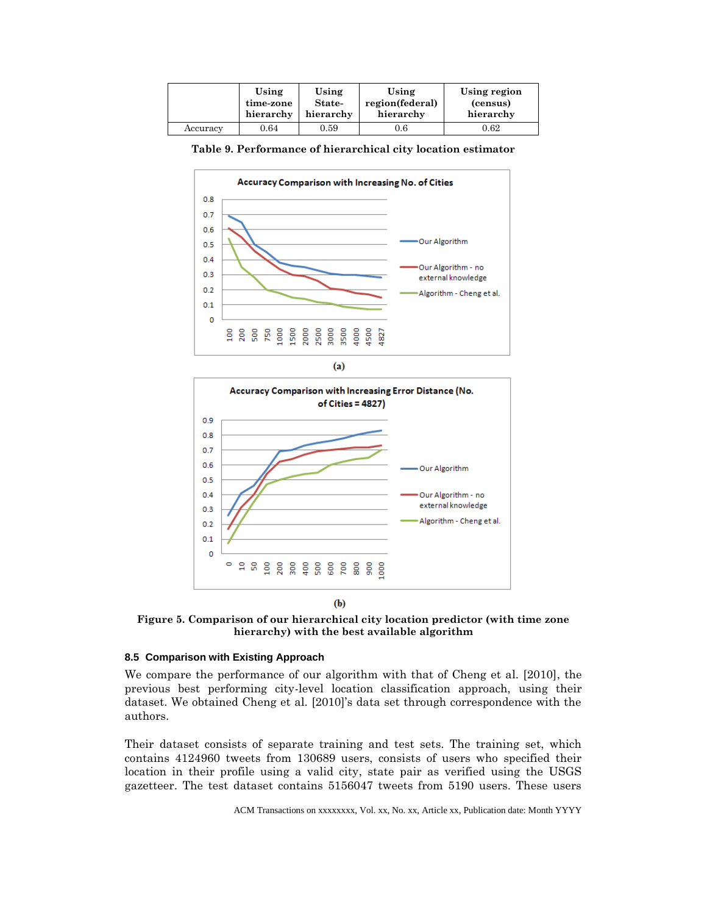|  | Using time-zone hierarchy | Using State-hierarchy | Using region(federal) hierarchy | Using region (census) hierarchy |
|---|---|---|---|---|
| Accuracy | 0.64 | 0.59 | 0.6 | 0.62 |

**Table 9. Performance of hierarchical city location estimator**

(a)

(b)

**Figure 5. Comparison of our hierarchical city location predictor (with time zone hierarchy) with the best available algorithm**

### 8.5 Comparison with Existing Approach

We compare the performance of our algorithm with that of Cheng et al. [2010], the previous best performing city-level location classification approach, using their dataset. We obtained Cheng et al. [2010]'s data set through correspondence with the authors.

Their dataset consists of separate training and test sets. The training set, which contains 4124960 tweets from 130689 users, consists of users who specified their location in their profile using a valid city, state pair as verified using the USGS gazetteer. The test dataset contains 5156047 tweets from 5190 users. These users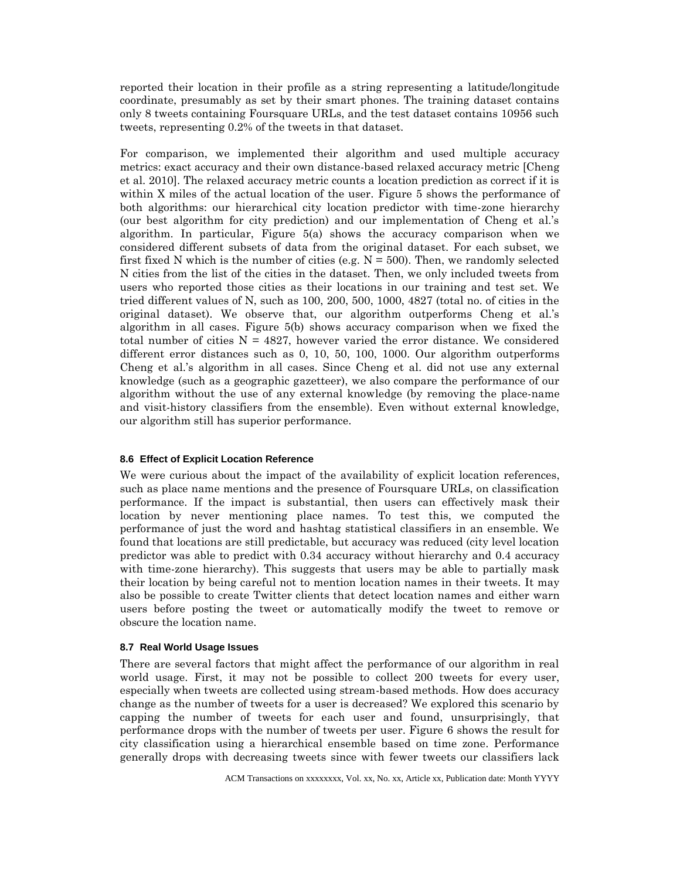reported their location in their profile as a string representing a latitude/longitude coordinate, presumably as set by their smart phones. The training dataset contains only 8 tweets containing Foursquare URLs, and the test dataset contains 10956 such tweets, representing 0.2% of the tweets in that dataset.

For comparison, we implemented their algorithm and used multiple accuracy metrics: exact accuracy and their own distance-based relaxed accuracy metric [Cheng et al. 2010]. The relaxed accuracy metric counts a location prediction as correct if it is within X miles of the actual location of the user. Figure 5 shows the performance of both algorithms: our hierarchical city location predictor with time-zone hierarchy (our best algorithm for city prediction) and our implementation of Cheng et al.'s algorithm. In particular, Figure 5(a) shows the accuracy comparison when we considered different subsets of data from the original dataset. For each subset, we first fixed N which is the number of cities (e.g. N = 500). Then, we randomly selected N cities from the list of the cities in the dataset. Then, we only included tweets from users who reported those cities as their locations in our training and test set. We tried different values of N, such as 100, 200, 500, 1000, 4827 (total no. of cities in the original dataset). We observe that, our algorithm outperforms Cheng et al.'s algorithm in all cases. Figure 5(b) shows accuracy comparison when we fixed the total number of cities N = 4827, however varied the error distance. We considered different error distances such as 0, 10, 50, 100, 1000. Our algorithm outperforms Cheng et al.'s algorithm in all cases. Since Cheng et al. did not use any external knowledge (such as a geographic gazetteer), we also compare the performance of our algorithm without the use of any external knowledge (by removing the place-name and visit-history classifiers from the ensemble). Even without external knowledge, our algorithm still has superior performance.

### 8.6 Effect of Explicit Location Reference

We were curious about the impact of the availability of explicit location references, such as place name mentions and the presence of Foursquare URLs, on classification performance. If the impact is substantial, then users can effectively mask their location by never mentioning place names. To test this, we computed the performance of just the word and hashtag statistical classifiers in an ensemble. We found that locations are still predictable, but accuracy was reduced (city level location predictor was able to predict with 0.34 accuracy without hierarchy and 0.4 accuracy with time-zone hierarchy). This suggests that users may be able to partially mask their location by being careful not to mention location names in their tweets. It may also be possible to create Twitter clients that detect location names and either warn users before posting the tweet or automatically modify the tweet to remove or obscure the location name.

### 8.7 Real World Usage Issues

There are several factors that might affect the performance of our algorithm in real world usage. First, it may not be possible to collect 200 tweets for every user, especially when tweets are collected using stream-based methods. How does accuracy change as the number of tweets for a user is decreased? We explored this scenario by capping the number of tweets for each user and found, unsurprisingly, that performance drops with the number of tweets per user. Figure 6 shows the result for city classification using a hierarchical ensemble based on time zone. Performance generally drops with decreasing tweets since with fewer tweets our classifiers lack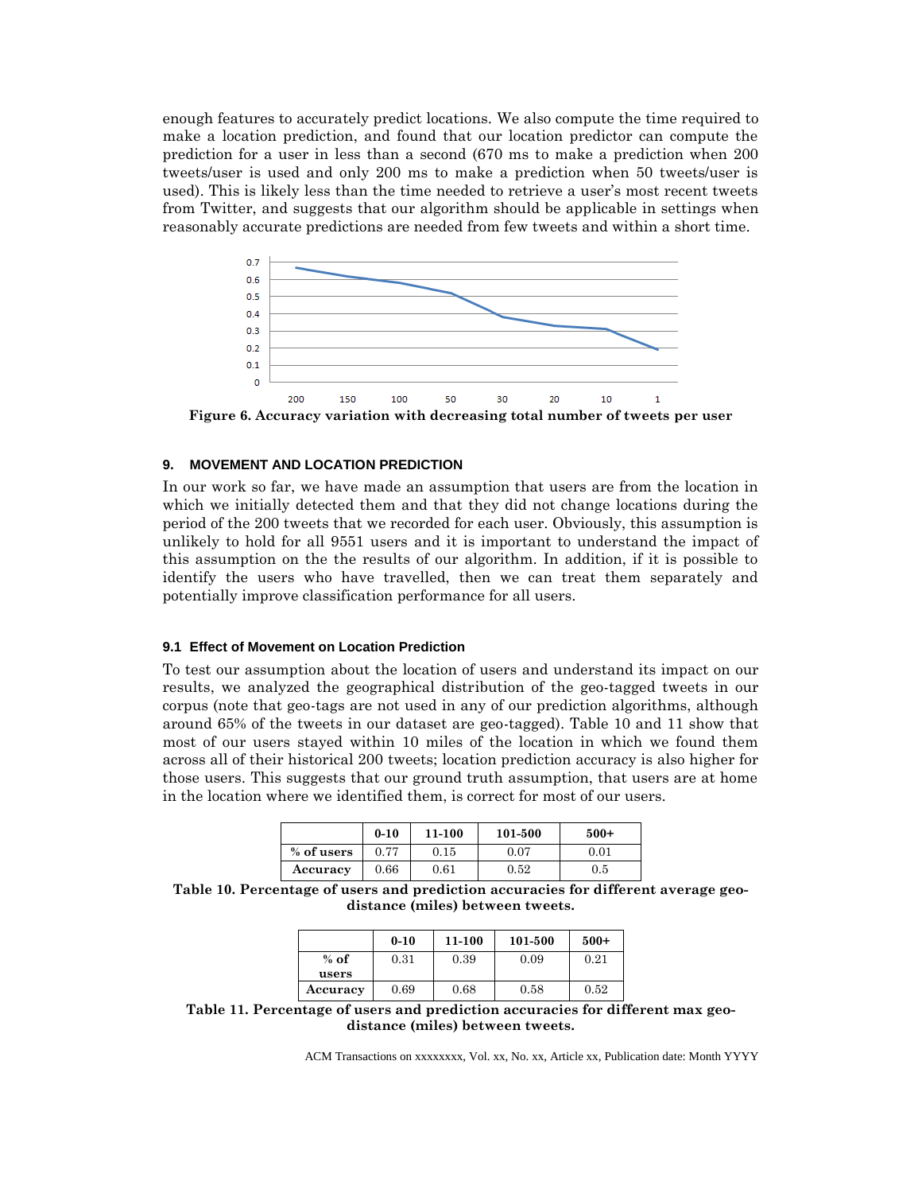enough features to accurately predict locations. We also compute the time required to make a location prediction, and found that our location predictor can compute the prediction for a user in less than a second (670 ms to make a prediction when 200 tweets/user is used and only 200 ms to make a prediction when 50 tweets/user is used). This is likely less than the time needed to retrieve a user's most recent tweets from Twitter, and suggests that our algorithm should be applicable in settings when reasonably accurate predictions are needed from few tweets and within a short time.

**Figure 6. Accuracy variation with decreasing total number of tweets per user**

### 9. MOVEMENT AND LOCATION PREDICTION

In our work so far, we have made an assumption that users are from the location in which we initially detected them and that they did not change locations during the period of the 200 tweets that we recorded for each user. Obviously, this assumption is unlikely to hold for all 9551 users and it is important to understand the impact of this assumption on the the results of our algorithm. In addition, if it is possible to identify the users who have travelled, then we can treat them separately and potentially improve classification performance for all users.

#### 9.1 Effect of Movement on Location Prediction

To test our assumption about the location of users and understand its impact on our results, we analyzed the geographical distribution of the geo-tagged tweets in our corpus (note that geo-tags are not used in any of our prediction algorithms, although around 65% of the tweets in our dataset are geo-tagged). Table 10 and 11 show that most of our users stayed within 10 miles of the location in which we found them across all of their historical 200 tweets; location prediction accuracy is also higher for those users. This suggests that our ground truth assumption, that users are at home in the location where we identified them, is correct for most of our users.

| | 0-10 | 11-100 | 101-500 | 500+ |
|---|---|---|---|---|
| % of users | 0.77 | 0.15 | 0.07 | 0.01 |
| Accuracy | 0.66 | 0.61 | 0.52 | 0.5 |

**Table 10. Percentage of users and prediction accuracies for different average geo-distance (miles) between tweets.**

| | 0-10 | 11-100 | 101-500 | 500+ |
|---|---|---|---|---|
| % of users | 0.31 | 0.39 | 0.09 | 0.21 |
| Accuracy | 0.69 | 0.68 | 0.58 | 0.52 |

**Table 11. Percentage of users and prediction accuracies for different max geo-distance (miles) between tweets.**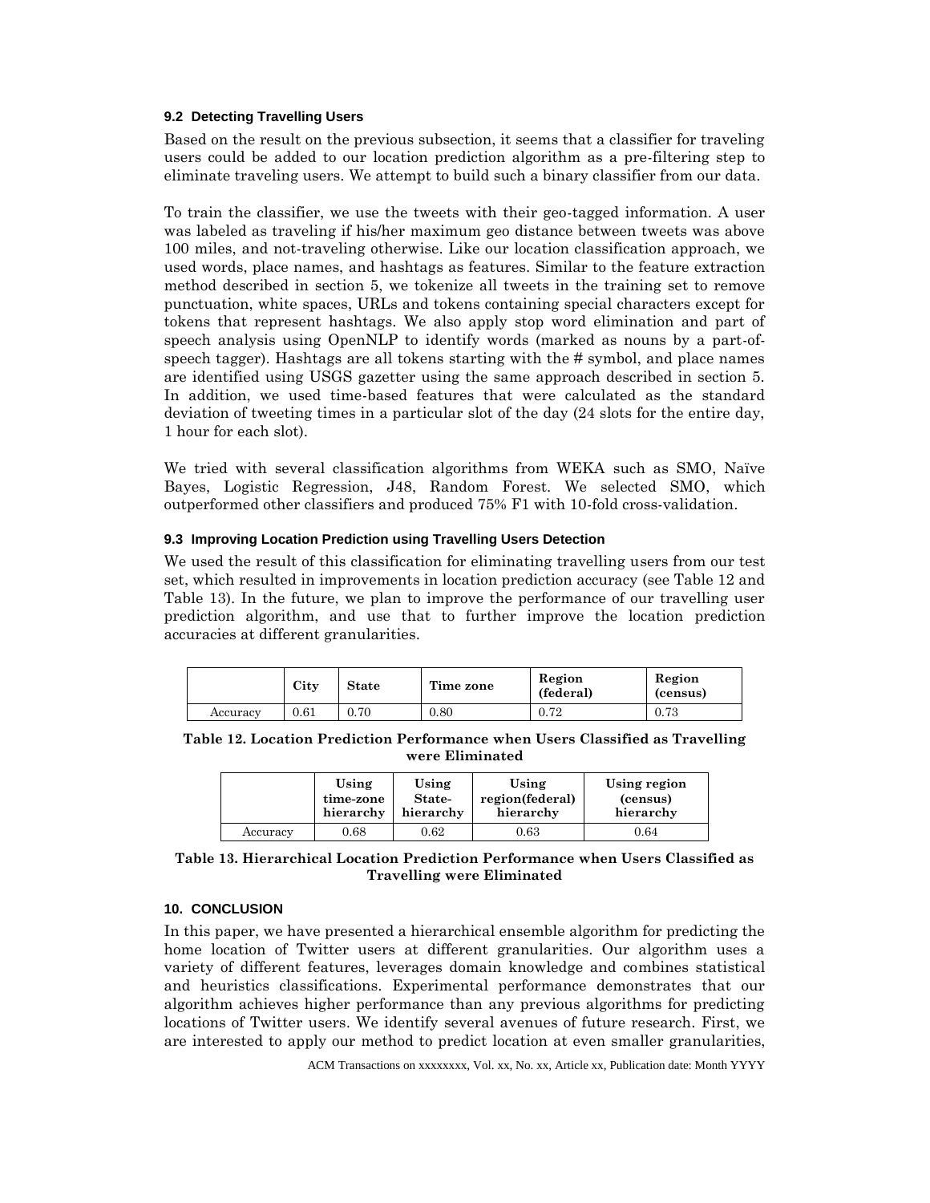### 9.2 Detecting Travelling Users

Based on the result on the previous subsection, it seems that a classifier for traveling users could be added to our location prediction algorithm as a pre-filtering step to eliminate traveling users. We attempt to build such a binary classifier from our data.

To train the classifier, we use the tweets with their geo-tagged information. A user was labeled as traveling if his/her maximum geo distance between tweets was above 100 miles, and not-traveling otherwise. Like our location classification approach, we used words, place names, and hashtags as features. Similar to the feature extraction method described in section 5, we tokenize all tweets in the training set to remove punctuation, white spaces, URLs and tokens containing special characters except for tokens that represent hashtags. We also apply stop word elimination and part of speech analysis using OpenNLP to identify words (marked as nouns by a part-of-speech tagger). Hashtags are all tokens starting with the # symbol, and place names are identified using USGS gazetter using the same approach described in section 5. In addition, we used time-based features that were calculated as the standard deviation of tweeting times in a particular slot of the day (24 slots for the entire day, 1 hour for each slot).

We tried with several classification algorithms from WEKA such as SMO, Naïve Bayes, Logistic Regression, J48, Random Forest. We selected SMO, which outperformed other classifiers and produced 75% F1 with 10-fold cross-validation.

### 9.3 Improving Location Prediction using Travelling Users Detection

We used the result of this classification for eliminating travelling users from our test set, which resulted in improvements in location prediction accuracy (see Table 12 and Table 13). In the future, we plan to improve the performance of our travelling user prediction algorithm, and use that to further improve the location prediction accuracies at different granularities.

| | City | State | Time zone | Region (federal) | Region (census) |
|---|---|---|---|---|---|
| Accuracy | 0.61 | 0.70 | 0.80 | 0.72 | 0.73 |

**Table 12. Location Prediction Performance when Users Classified as Travelling were Eliminated**

| | Using time-zone hierarchy | Using State-hierarchy | Using region(federal) hierarchy | Using region (census) hierarchy |
|---|---|---|---|---|
| Accuracy | 0.68 | 0.62 | 0.63 | 0.64 |

**Table 13. Hierarchical Location Prediction Performance when Users Classified as Travelling were Eliminated**

## 10. CONCLUSION

In this paper, we have presented a hierarchical ensemble algorithm for predicting the home location of Twitter users at different granularities. Our algorithm uses a variety of different features, leverages domain knowledge and combines statistical and heuristics classifications. Experimental performance demonstrates that our algorithm achieves higher performance than any previous algorithms for predicting locations of Twitter users. We identify several avenues of future research. First, we are interested to apply our method to predict location at even smaller granularities,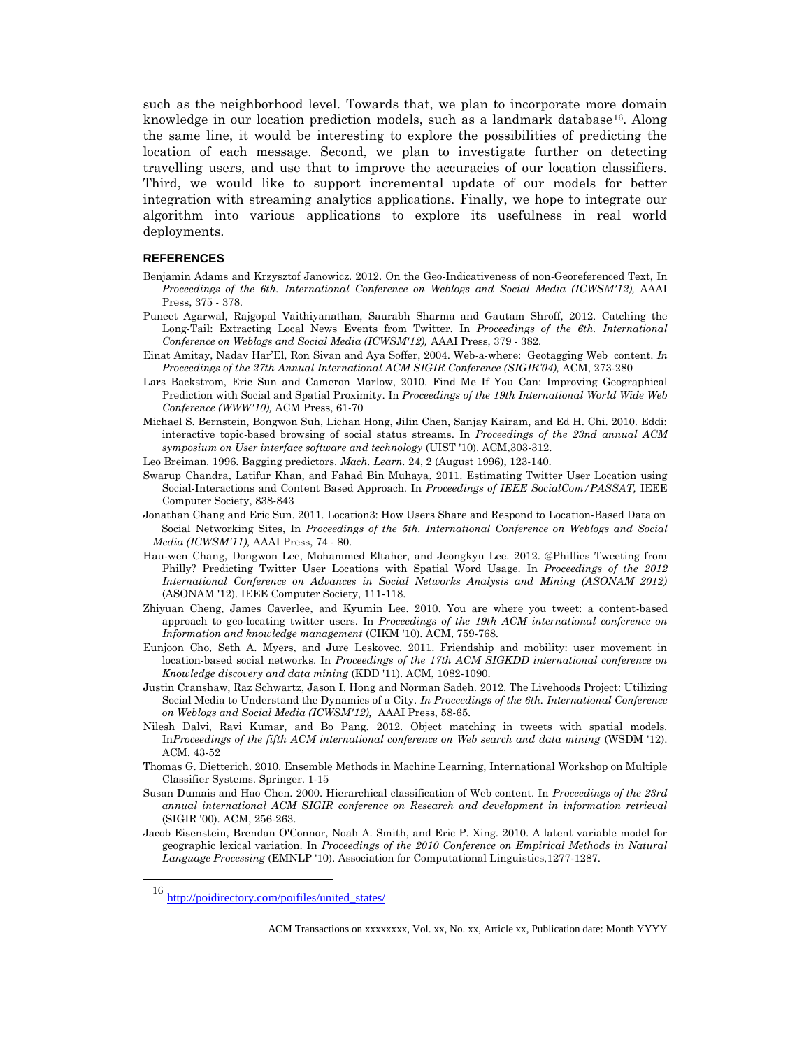such as the neighborhood level. Towards that, we plan to incorporate more domain knowledge in our location prediction models, such as a landmark database[16]. Along the same line, it would be interesting to explore the possibilities of predicting the location of each message. Second, we plan to investigate further on detecting travelling users, and use that to improve the accuracies of our location classifiers. Third, we would like to support incremental update of our models for better integration with streaming analytics applications. Finally, we hope to integrate our algorithm into various applications to explore its usefulness in real world deployments.

## REFERENCES

Benjamin Adams and Krzysztof Janowicz. 2012. On the Geo-Indicativeness of non-Georeferenced Text, In *Proceedings of the 6th. International Conference on Weblogs and Social Media (ICWSM'12),* AAAI Press, 375 - 378.

Puneet Agarwal, Rajgopal Vaithiyanathan, Saurabh Sharma and Gautam Shroff, 2012. Catching the Long-Tail: Extracting Local News Events from Twitter. In *Proceedings of the 6th. International Conference on Weblogs and Social Media (ICWSM'12),* AAAI Press, 379 - 382.

Einat Amitay, Nadav Har'El, Ron Sivan and Aya Soffer, 2004. Web-a-where: Geotagging Web content. *In Proceedings of the 27th Annual International ACM SIGIR Conference (SIGIR'04),* ACM, 273-280

Lars Backstrom, Eric Sun and Cameron Marlow, 2010. Find Me If You Can: Improving Geographical Prediction with Social and Spatial Proximity. In *Proceedings of the 19th International World Wide Web Conference (WWW'10),* ACM Press, 61-70

Michael S. Bernstein, Bongwon Suh, Lichan Hong, Jilin Chen, Sanjay Kairam, and Ed H. Chi. 2010. Eddi: interactive topic-based browsing of social status streams. In *Proceedings of the 23nd annual ACM symposium on User interface software and technology* (UIST '10). ACM,303-312.

Leo Breiman. 1996. Bagging predictors. *Mach. Learn.* 24, 2 (August 1996), 123-140.

Swarup Chandra, Latifur Khan, and Fahad Bin Muhaya, 2011. Estimating Twitter User Location using Social-Interactions and Content Based Approach. In *Proceedings of IEEE SocialCom/PASSAT,* IEEE Computer Society, 838-843

Jonathan Chang and Eric Sun. 2011. Location3: How Users Share and Respond to Location-Based Data on Social Networking Sites, In *Proceedings of the 5th. International Conference on Weblogs and Social Media (ICWSM'11),* AAAI Press, 74 - 80.

Hau-wen Chang, Dongwon Lee, Mohammed Eltaher, and Jeongkyu Lee. 2012. @Phillies Tweeting from Philly? Predicting Twitter User Locations with Spatial Word Usage. In *Proceedings of the 2012 International Conference on Advances in Social Networks Analysis and Mining (ASONAM 2012)* (ASONAM '12). IEEE Computer Society, 111-118.

Zhiyuan Cheng, James Caverlee, and Kyumin Lee. 2010. You are where you tweet: a content-based approach to geo-locating twitter users. In *Proceedings of the 19th ACM international conference on Information and knowledge management* (CIKM '10). ACM, 759-768.

Eunjoon Cho, Seth A. Myers, and Jure Leskovec. 2011. Friendship and mobility: user movement in location-based social networks. In *Proceedings of the 17th ACM SIGKDD international conference on Knowledge discovery and data mining* (KDD '11). ACM, 1082-1090.

Justin Cranshaw, Raz Schwartz, Jason I. Hong and Norman Sadeh. 2012. The Livehoods Project: Utilizing Social Media to Understand the Dynamics of a City. *In Proceedings of the 6th. International Conference on Weblogs and Social Media (ICWSM'12),* AAAI Press, 58-65.

Nilesh Dalvi, Ravi Kumar, and Bo Pang. 2012. Object matching in tweets with spatial models. In*Proceedings of the fifth ACM international conference on Web search and data mining* (WSDM '12). ACM. 43-52

Thomas G. Dietterich. 2010. Ensemble Methods in Machine Learning, International Workshop on Multiple Classifier Systems. Springer. 1-15

Susan Dumais and Hao Chen. 2000. Hierarchical classification of Web content. In *Proceedings of the 23rd annual international ACM SIGIR conference on Research and development in information retrieval* (SIGIR '00). ACM, 256-263.

Jacob Eisenstein, Brendan O'Connor, Noah A. Smith, and Eric P. Xing. 2010. A latent variable model for geographic lexical variation. In *Proceedings of the 2010 Conference on Empirical Methods in Natural Language Processing* (EMNLP '10). Association for Computational Linguistics,1277-1287.

---

[16] http://poidirectory.com/poifiles/united_states/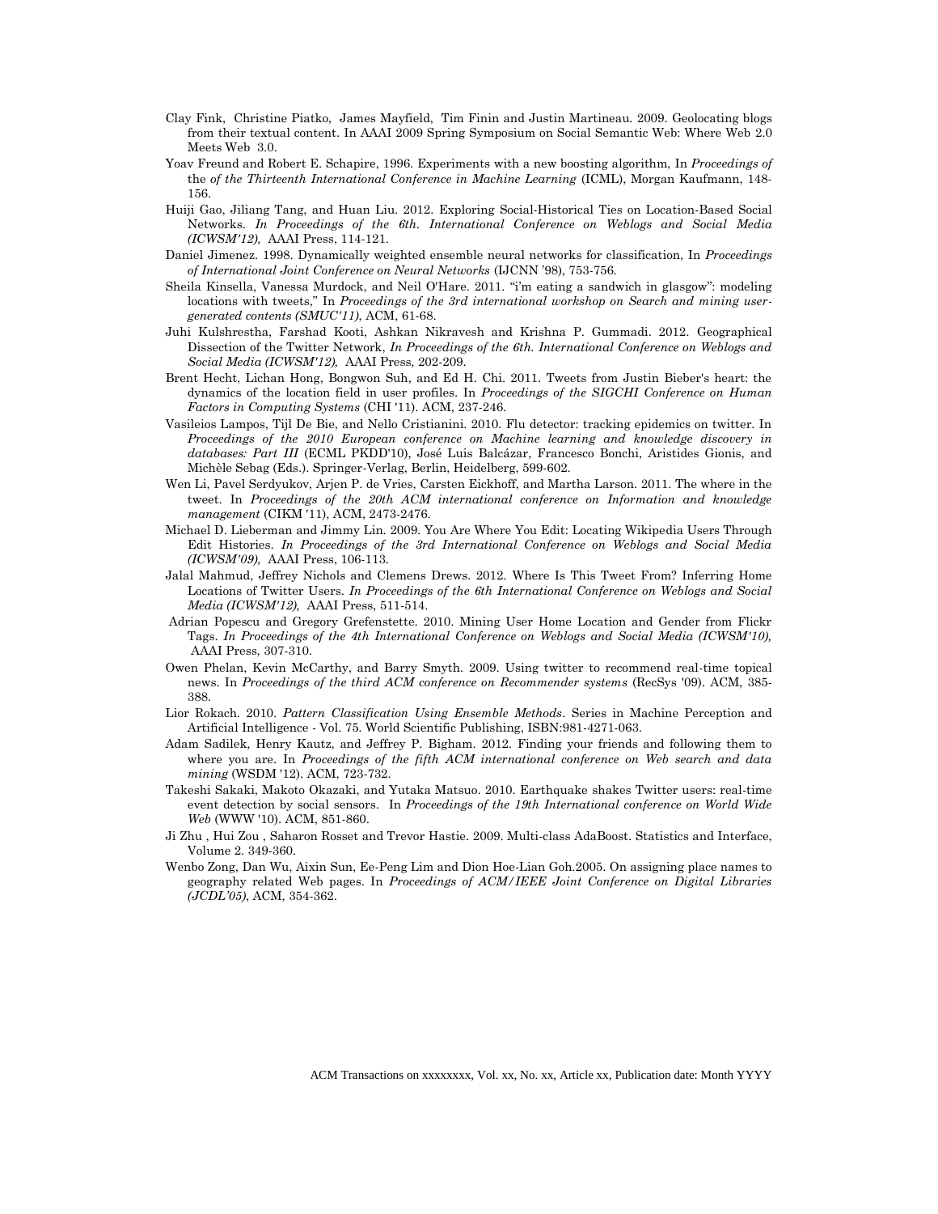Clay Fink, Christine Piatko, James Mayfield, Tim Finin and Justin Martineau. 2009. Geolocating blogs from their textual content. In AAAI 2009 Spring Symposium on Social Semantic Web: Where Web 2.0 Meets Web 3.0.

Yoav Freund and Robert E. Schapire, 1996. Experiments with a new boosting algorithm, In *Proceedings of* the *of the Thirteenth International Conference in Machine Learning* (ICML), Morgan Kaufmann, 148-156.

Huiji Gao, Jiliang Tang, and Huan Liu. 2012. Exploring Social-Historical Ties on Location-Based Social Networks. *In Proceedings of the 6th. International Conference on Weblogs and Social Media (ICWSM'12),* AAAI Press, 114-121.

Daniel Jimenez. 1998. Dynamically weighted ensemble neural networks for classification, In *Proceedings of International Joint Conference on Neural Networks* (IJCNN '98), 753-756.

Sheila Kinsella, Vanessa Murdock, and Neil O'Hare. 2011. "i'm eating a sandwich in glasgow": modeling locations with tweets," In *Proceedings of the 3rd international workshop on Search and mining user-generated contents (SMUC'11)*, ACM, 61-68.

Juhi Kulshrestha, Farshad Kooti, Ashkan Nikravesh and Krishna P. Gummadi. 2012. Geographical Dissection of the Twitter Network, *In Proceedings of the 6th. International Conference on Weblogs and Social Media (ICWSM'12),* AAAI Press, 202-209.

Brent Hecht, Lichan Hong, Bongwon Suh, and Ed H. Chi. 2011. Tweets from Justin Bieber's heart: the dynamics of the location field in user profiles. In *Proceedings of the SIGCHI Conference on Human Factors in Computing Systems* (CHI '11). ACM, 237-246.

Vasileios Lampos, Tijl De Bie, and Nello Cristianini. 2010. Flu detector: tracking epidemics on twitter. In *Proceedings of the 2010 European conference on Machine learning and knowledge discovery in databases: Part III* (ECML PKDD'10), José Luis Balcázar, Francesco Bonchi, Aristides Gionis, and Michèle Sebag (Eds.). Springer-Verlag, Berlin, Heidelberg, 599-602.

Wen Li, Pavel Serdyukov, Arjen P. de Vries, Carsten Eickhoff, and Martha Larson. 2011. The where in the tweet. In *Proceedings of the 20th ACM international conference on Information and knowledge management* (CIKM '11), ACM, 2473-2476.

Michael D. Lieberman and Jimmy Lin. 2009. You Are Where You Edit: Locating Wikipedia Users Through Edit Histories. *In Proceedings of the 3rd International Conference on Weblogs and Social Media (ICWSM'09),* AAAI Press, 106-113.

Jalal Mahmud, Jeffrey Nichols and Clemens Drews. 2012. Where Is This Tweet From? Inferring Home Locations of Twitter Users. *In Proceedings of the 6th International Conference on Weblogs and Social Media (ICWSM'12),* AAAI Press, 511-514.

Adrian Popescu and Gregory Grefenstette. 2010. Mining User Home Location and Gender from Flickr Tags. *In Proceedings of the 4th International Conference on Weblogs and Social Media (ICWSM'10),* AAAI Press, 307-310.

Owen Phelan, Kevin McCarthy, and Barry Smyth. 2009. Using twitter to recommend real-time topical news. In *Proceedings of the third ACM conference on Recommender systems* (RecSys '09). ACM, 385-388.

Lior Rokach. 2010. *Pattern Classification Using Ensemble Methods*. Series in Machine Perception and Artificial Intelligence - Vol. 75. World Scientific Publishing, ISBN:981-4271-063.

Adam Sadilek, Henry Kautz, and Jeffrey P. Bigham. 2012. Finding your friends and following them to where you are. In *Proceedings of the fifth ACM international conference on Web search and data mining* (WSDM '12). ACM, 723-732.

Takeshi Sakaki, Makoto Okazaki, and Yutaka Matsuo. 2010. Earthquake shakes Twitter users: real-time event detection by social sensors. In *Proceedings of the 19th International conference on World Wide Web* (WWW '10). ACM, 851-860.

Ji Zhu , Hui Zou , Saharon Rosset and Trevor Hastie. 2009. Multi-class AdaBoost. Statistics and Interface, Volume 2. 349-360.

Wenbo Zong, Dan Wu, Aixin Sun, Ee-Peng Lim and Dion Hoe-Lian Goh.2005. On assigning place names to geography related Web pages. In *Proceedings of ACM/IEEE Joint Conference on Digital Libraries (JCDL'05)*, ACM, 354-362.